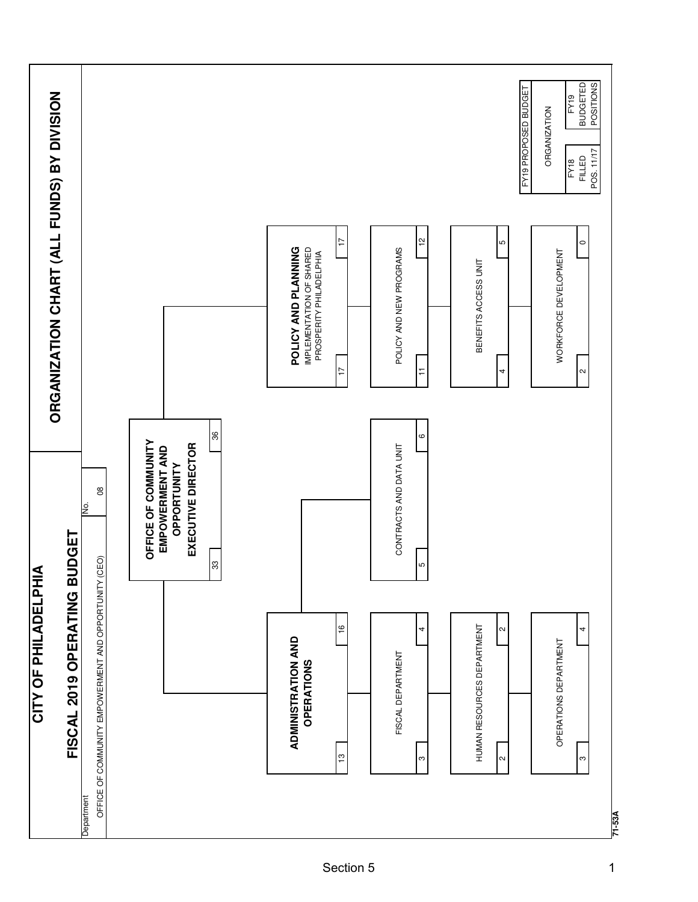# CITY OF PHILADELPHIA

## FISCAL 2019 OPERATING BUDGET

# ORGANIZATION CHART (ALL FUNDS) BY DIVISION

| Department | No. |
|---|---|
| OFFICE OF COMMUNITY EMPOWERMENT AND OPPORTUNITY (CEO) | 08 |

| Organization | FY18 Filled Pos. 11/17 | FY19 Budgeted Positions |
|---|---|---|
| **OFFICE OF COMMUNITY EMPOWERMENT AND OPPORTUNITY EXECUTIVE DIRECTOR** | 33 | 36 |
| **ADMINISTRATION AND OPERATIONS** | 13 | 16 |
| FISCAL DEPARTMENT | 3 | 4 |
| HUMAN RESOURCES DEPARTMENT | 2 | 2 |
| OPERATIONS DEPARTMENT | 3 | 4 |
| CONTRACTS AND DATA UNIT | 5 | 6 |
| **POLICY AND PLANNING** IMPLEMENTATION OF SHARED PROSPERITY PHILADELPHIA | 17 | 17 |
| POLICY AND NEW PROGRAMS | 11 | 12 |
| BENEFITS ACCESS UNIT | 4 | 5 |
| WORKFORCE DEVELOPMENT | 2 | 0 |

FY19 PROPOSED BUDGET

| ORGANIZATION | |
|---|---|
| FY18 FILLED POS. 11/17 | FY19 BUDGETED POSITIONS |

71-53A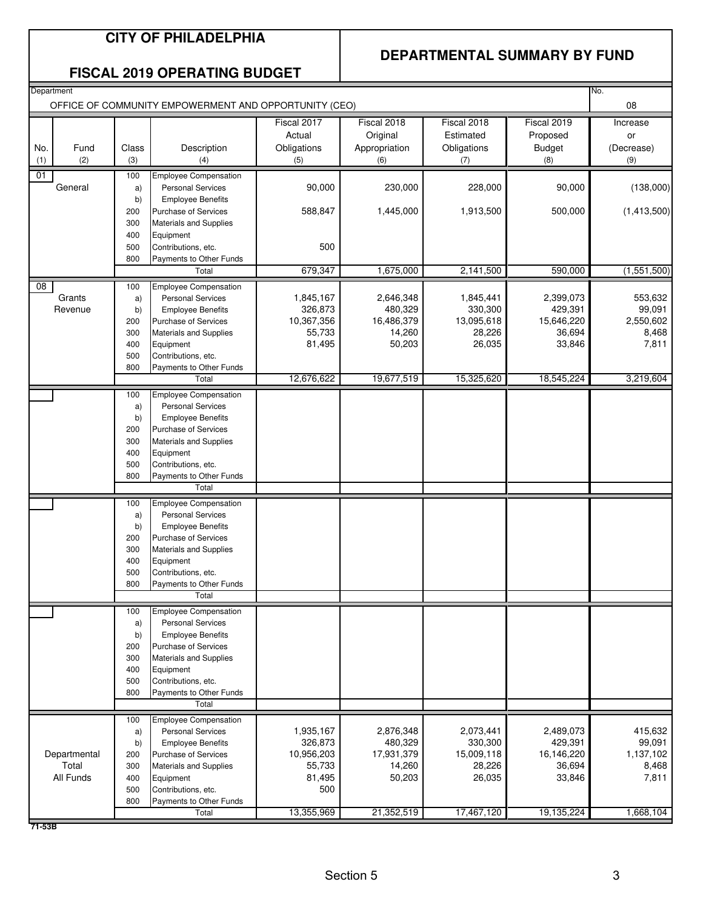# CITY OF PHILADELPHIA

## FISCAL 2019 OPERATING BUDGET

## DEPARTMENTAL SUMMARY BY FUND

Department: OFFICE OF COMMUNITY EMPOWERMENT AND OPPORTUNITY (CEO) — No. 08

| No. (1) | Fund (2) | Class (3) | Description (4) | Fiscal 2017 Actual Obligations (5) | Fiscal 2018 Original Appropriation (6) | Fiscal 2018 Estimated Obligations (7) | Fiscal 2019 Proposed Budget (8) | Increase or (Decrease) (9) |
|---|---|---|---|---|---|---|---|---|
| 01 | General | 100 | Employee Compensation | | | | | |
| | | a) | Personal Services | 90,000 | 230,000 | 228,000 | 90,000 | (138,000) |
| | | b) | Employee Benefits | | | | | |
| | | 200 | Purchase of Services | 588,847 | 1,445,000 | 1,913,500 | 500,000 | (1,413,500) |
| | | 300 | Materials and Supplies | | | | | |
| | | 400 | Equipment | | | | | |
| | | 500 | Contributions, etc. | 500 | | | | |
| | | 800 | Payments to Other Funds | | | | | |
| | | | Total | 679,347 | 1,675,000 | 2,141,500 | 590,000 | (1,551,500) |
| 08 | Grants Revenue | 100 | Employee Compensation | | | | | |
| | | a) | Personal Services | 1,845,167 | 2,646,348 | 1,845,441 | 2,399,073 | 553,632 |
| | | b) | Employee Benefits | 326,873 | 480,329 | 330,300 | 429,391 | 99,091 |
| | | 200 | Purchase of Services | 10,367,356 | 16,486,379 | 13,095,618 | 15,646,220 | 2,550,602 |
| | | 300 | Materials and Supplies | 55,733 | 14,260 | 28,226 | 36,694 | 8,468 |
| | | 400 | Equipment | 81,495 | 50,203 | 26,035 | 33,846 | 7,811 |
| | | 500 | Contributions, etc. | | | | | |
| | | 800 | Payments to Other Funds | | | | | |
| | | | Total | 12,676,622 | 19,677,519 | 15,325,620 | 18,545,224 | 3,219,604 |
| | Departmental Total All Funds | 100 | Employee Compensation | | | | | |
| | | a) | Personal Services | 1,935,167 | 2,876,348 | 2,073,441 | 2,489,073 | 415,632 |
| | | b) | Employee Benefits | 326,873 | 480,329 | 330,300 | 429,391 | 99,091 |
| | | 200 | Purchase of Services | 10,956,203 | 17,931,379 | 15,009,118 | 16,146,220 | 1,137,102 |
| | | 300 | Materials and Supplies | 55,733 | 14,260 | 28,226 | 36,694 | 8,468 |
| | | 400 | Equipment | 81,495 | 50,203 | 26,035 | 33,846 | 7,811 |
| | | 500 | Contributions, etc. | 500 | | | | |
| | | 800 | Payments to Other Funds | | | | | |
| | | | Total | 13,355,969 | 21,352,519 | 17,467,120 | 19,135,224 | 1,668,104 |

71-53B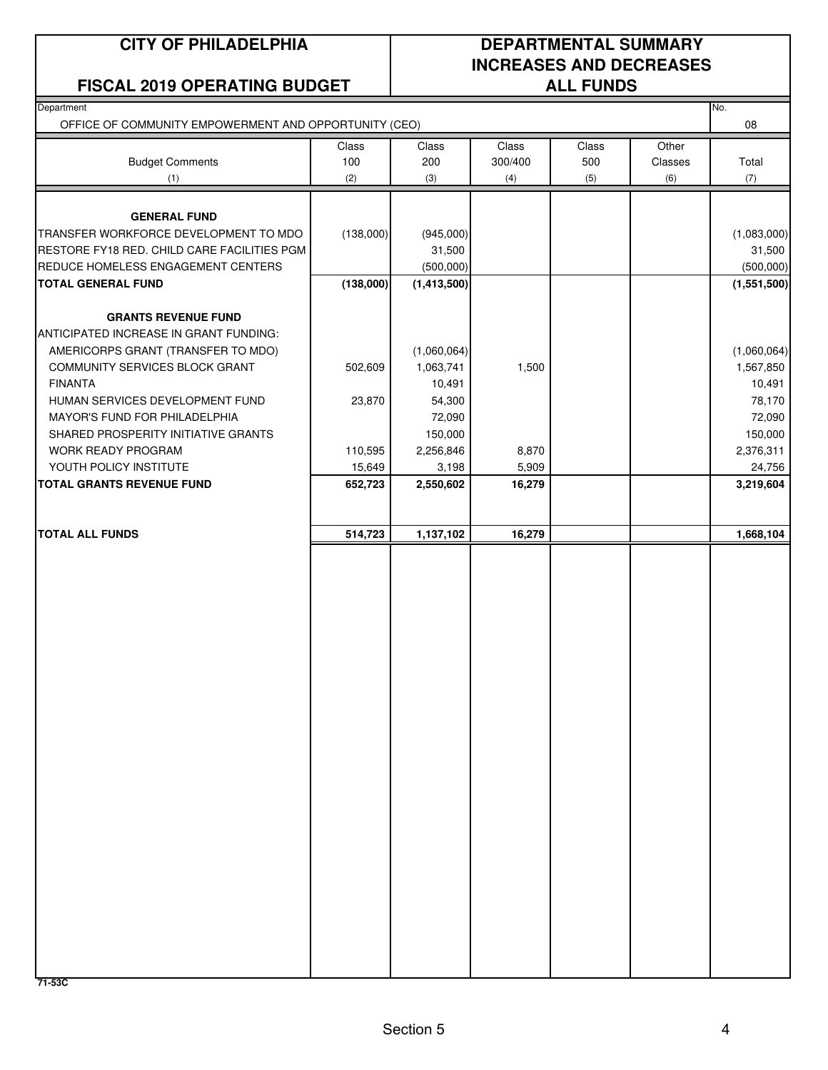**CITY OF PHILADELPHIA**

**FISCAL 2019 OPERATING BUDGET**

**DEPARTMENTAL SUMMARY INCREASES AND DECREASES ALL FUNDS**

Department: OFFICE OF COMMUNITY EMPOWERMENT AND OPPORTUNITY (CEO)

No. 08

| Budget Comments (1) | Class 100 (2) | Class 200 (3) | Class 300/400 (4) | Class 500 (5) | Other Classes (6) | Total (7) |
|---|---|---|---|---|---|---|
| **GENERAL FUND** | | | | | | |
| TRANSFER WORKFORCE DEVELOPMENT TO MDO | (138,000) | (945,000) | | | | (1,083,000) |
| RESTORE FY18 RED. CHILD CARE FACILITIES PGM | | 31,500 | | | | 31,500 |
| REDUCE HOMELESS ENGAGEMENT CENTERS | | (500,000) | | | | (500,000) |
| **TOTAL GENERAL FUND** | **(138,000)** | **(1,413,500)** | | | | **(1,551,500)** |
| **GRANTS REVENUE FUND** | | | | | | |
| ANTICIPATED INCREASE IN GRANT FUNDING: | | | | | | |
| AMERICORPS GRANT (TRANSFER TO MDO) | | (1,060,064) | | | | (1,060,064) |
| COMMUNITY SERVICES BLOCK GRANT | 502,609 | 1,063,741 | 1,500 | | | 1,567,850 |
| FINANTA | | 10,491 | | | | 10,491 |
| HUMAN SERVICES DEVELOPMENT FUND | 23,870 | 54,300 | | | | 78,170 |
| MAYOR'S FUND FOR PHILADELPHIA | | 72,090 | | | | 72,090 |
| SHARED PROSPERITY INITIATIVE GRANTS | | 150,000 | | | | 150,000 |
| WORK READY PROGRAM | 110,595 | 2,256,846 | 8,870 | | | 2,376,311 |
| YOUTH POLICY INSTITUTE | 15,649 | 3,198 | 5,909 | | | 24,756 |
| **TOTAL GRANTS REVENUE FUND** | **652,723** | **2,550,602** | **16,279** | | | **3,219,604** |
| **TOTAL ALL FUNDS** | **514,723** | **1,137,102** | **16,279** | | | **1,668,104** |

71-53C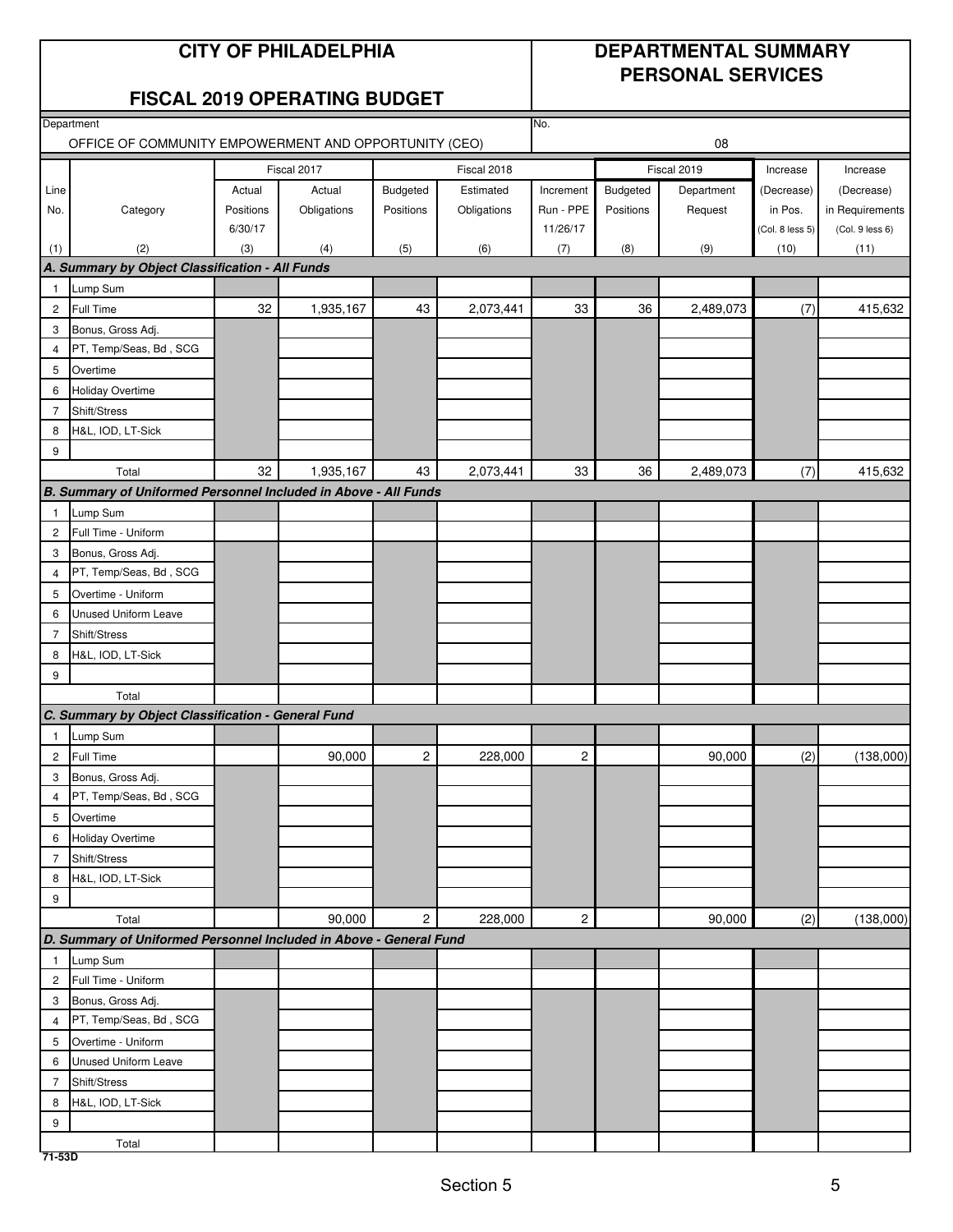# CITY OF PHILADELPHIA

## FISCAL 2019 OPERATING BUDGET

## DEPARTMENTAL SUMMARY PERSONAL SERVICES

Department: OFFICE OF COMMUNITY EMPOWERMENT AND OPPORTUNITY (CEO)

No.: 08

| Line No. | Category | Fiscal 2017 Actual Positions 6/30/17 | Fiscal 2017 Actual Obligations | Fiscal 2018 Budgeted Positions | Fiscal 2018 Estimated Obligations | Increment Run - PPE 11/26/17 | Fiscal 2019 Budgeted Positions | Fiscal 2019 Department Request | Increase (Decrease) in Pos. (Col. 8 less 5) | Increase (Decrease) in Requirements (Col. 9 less 6) |
|---|---|---|---|---|---|---|---|---|---|---|
| (1) | (2) | (3) | (4) | (5) | (6) | (7) | (8) | (9) | (10) | (11) |
| **A. Summary by Object Classification - All Funds** | | | | | | | | | | |
| 1 | Lump Sum | | | | | | | | | |
| 2 | Full Time | 32 | 1,935,167 | 43 | 2,073,441 | 33 | 36 | 2,489,073 | (7) | 415,632 |
| 3 | Bonus, Gross Adj. | | | | | | | | | |
| 4 | PT, Temp/Seas, Bd , SCG | | | | | | | | | |
| 5 | Overtime | | | | | | | | | |
| 6 | Holiday Overtime | | | | | | | | | |
| 7 | Shift/Stress | | | | | | | | | |
| 8 | H&L, IOD, LT-Sick | | | | | | | | | |
| 9 | | | | | | | | | | |
| | Total | 32 | 1,935,167 | 43 | 2,073,441 | 33 | 36 | 2,489,073 | (7) | 415,632 |
| **B. Summary of Uniformed Personnel Included in Above - All Funds** | | | | | | | | | | |
| 1 | Lump Sum | | | | | | | | | |
| 2 | Full Time - Uniform | | | | | | | | | |
| 3 | Bonus, Gross Adj. | | | | | | | | | |
| 4 | PT, Temp/Seas, Bd , SCG | | | | | | | | | |
| 5 | Overtime - Uniform | | | | | | | | | |
| 6 | Unused Uniform Leave | | | | | | | | | |
| 7 | Shift/Stress | | | | | | | | | |
| 8 | H&L, IOD, LT-Sick | | | | | | | | | |
| 9 | | | | | | | | | | |
| | Total | | | | | | | | | |
| **C. Summary by Object Classification - General Fund** | | | | | | | | | | |
| 1 | Lump Sum | | | | | | | | | |
| 2 | Full Time | | 90,000 | 2 | 228,000 | 2 | | 90,000 | (2) | (138,000) |
| 3 | Bonus, Gross Adj. | | | | | | | | | |
| 4 | PT, Temp/Seas, Bd , SCG | | | | | | | | | |
| 5 | Overtime | | | | | | | | | |
| 6 | Holiday Overtime | | | | | | | | | |
| 7 | Shift/Stress | | | | | | | | | |
| 8 | H&L, IOD, LT-Sick | | | | | | | | | |
| 9 | | | | | | | | | | |
| | Total | | 90,000 | 2 | 228,000 | 2 | | 90,000 | (2) | (138,000) |
| **D. Summary of Uniformed Personnel Included in Above - General Fund** | | | | | | | | | | |
| 1 | Lump Sum | | | | | | | | | |
| 2 | Full Time - Uniform | | | | | | | | | |
| 3 | Bonus, Gross Adj. | | | | | | | | | |
| 4 | PT, Temp/Seas, Bd , SCG | | | | | | | | | |
| 5 | Overtime - Uniform | | | | | | | | | |
| 6 | Unused Uniform Leave | | | | | | | | | |
| 7 | Shift/Stress | | | | | | | | | |
| 8 | H&L, IOD, LT-Sick | | | | | | | | | |
| 9 | | | | | | | | | | |
| | Total | | | | | | | | | |

71-53D

Section 5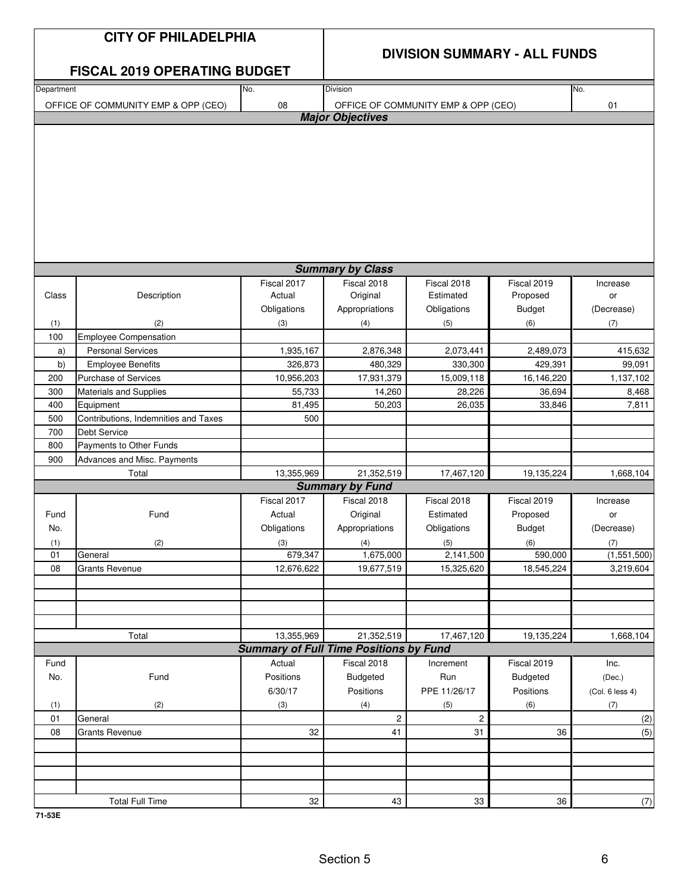# CITY OF PHILADELPHIA

## FISCAL 2019 OPERATING BUDGET

## DIVISION SUMMARY - ALL FUNDS

| Department | No. | Division | No. |
|---|---|---|---|
| OFFICE OF COMMUNITY EMP & OPP (CEO) | 08 | OFFICE OF COMMUNITY EMP & OPP (CEO) | 01 |

### *Major Objectives*

### *Summary by Class*

| Class | Description | Fiscal 2017 Actual Obligations | Fiscal 2018 Original Appropriations | Fiscal 2018 Estimated Obligations | Fiscal 2019 Proposed Budget | Increase or (Decrease) |
|---|---|---|---|---|---|---|
| (1) | (2) | (3) | (4) | (5) | (6) | (7) |
| 100 | Employee Compensation | | | | | |
| a) | Personal Services | 1,935,167 | 2,876,348 | 2,073,441 | 2,489,073 | 415,632 |
| b) | Employee Benefits | 326,873 | 480,329 | 330,300 | 429,391 | 99,091 |
| 200 | Purchase of Services | 10,956,203 | 17,931,379 | 15,009,118 | 16,146,220 | 1,137,102 |
| 300 | Materials and Supplies | 55,733 | 14,260 | 28,226 | 36,694 | 8,468 |
| 400 | Equipment | 81,495 | 50,203 | 26,035 | 33,846 | 7,811 |
| 500 | Contributions, Indemnities and Taxes | 500 | | | | |
| 700 | Debt Service | | | | | |
| 800 | Payments to Other Funds | | | | | |
| 900 | Advances and Misc. Payments | | | | | |
| | Total | 13,355,969 | 21,352,519 | 17,467,120 | 19,135,224 | 1,668,104 |

### *Summary by Fund*

| Fund No. | Fund | Fiscal 2017 Actual Obligations | Fiscal 2018 Original Appropriations | Fiscal 2018 Estimated Obligations | Fiscal 2019 Proposed Budget | Increase or (Decrease) |
|---|---|---|---|---|---|---|
| (1) | (2) | (3) | (4) | (5) | (6) | (7) |
| 01 | General | 679,347 | 1,675,000 | 2,141,500 | 590,000 | (1,551,500) |
| 08 | Grants Revenue | 12,676,622 | 19,677,519 | 15,325,620 | 18,545,224 | 3,219,604 |
| | Total | 13,355,969 | 21,352,519 | 17,467,120 | 19,135,224 | 1,668,104 |

### *Summary of Full Time Positions by Fund*

| Fund No. | Fund | Actual Positions 6/30/17 | Fiscal 2018 Budgeted Positions | Increment Run PPE 11/26/17 | Fiscal 2019 Budgeted Positions | Inc. (Dec.) (Col. 6 less 4) |
|---|---|---|---|---|---|---|
| (1) | (2) | (3) | (4) | (5) | (6) | (7) |
| 01 | General | | 2 | 2 | | (2) |
| 08 | Grants Revenue | 32 | 41 | 31 | 36 | (5) |
| | Total Full Time | 32 | 43 | 33 | 36 | (7) |

71-53E

Section 5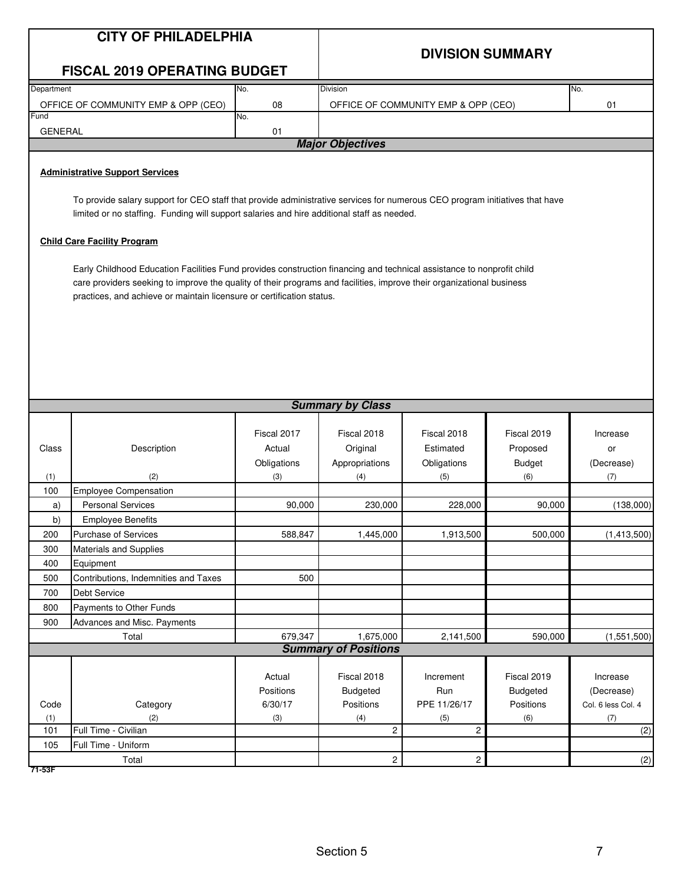# CITY OF PHILADELPHIA

## FISCAL 2019 OPERATING BUDGET

## DIVISION SUMMARY

| Department | No. | Division | No. |
|---|---|---|---|
| OFFICE OF COMMUNITY EMP & OPP (CEO) | 08 | OFFICE OF COMMUNITY EMP & OPP (CEO) | 01 |
| **Fund** | **No.** | | |
| GENERAL | 01 | | |

### *Major Objectives*

**Administrative Support Services**

To provide salary support for CEO staff that provide administrative services for numerous CEO program initiatives that have limited or no staffing. Funding will support salaries and hire additional staff as needed.

**Child Care Facility Program**

Early Childhood Education Facilities Fund provides construction financing and technical assistance to nonprofit child care providers seeking to improve the quality of their programs and facilities, improve their organizational business practices, and achieve or maintain licensure or certification status.

### *Summary by Class*

| Class (1) | Description (2) | Fiscal 2017 Actual Obligations (3) | Fiscal 2018 Original Appropriations (4) | Fiscal 2018 Estimated Obligations (5) | Fiscal 2019 Proposed Budget (6) | Increase or (Decrease) (7) |
|---|---|---|---|---|---|---|
| 100 | Employee Compensation | | | | | |
| a) | Personal Services | 90,000 | 230,000 | 228,000 | 90,000 | (138,000) |
| b) | Employee Benefits | | | | | |
| 200 | Purchase of Services | 588,847 | 1,445,000 | 1,913,500 | 500,000 | (1,413,500) |
| 300 | Materials and Supplies | | | | | |
| 400 | Equipment | | | | | |
| 500 | Contributions, Indemnities and Taxes | 500 | | | | |
| 700 | Debt Service | | | | | |
| 800 | Payments to Other Funds | | | | | |
| 900 | Advances and Misc. Payments | | | | | |
| | Total | 679,347 | 1,675,000 | 2,141,500 | 590,000 | (1,551,500) |

### *Summary of Positions*

| Code (1) | Category (2) | Actual Positions 6/30/17 (3) | Fiscal 2018 Budgeted Positions (4) | Increment Run PPE 11/26/17 (5) | Fiscal 2019 Budgeted Positions (6) | Increase (Decrease) Col. 6 less Col. 4 (7) |
|---|---|---|---|---|---|---|
| 101 | Full Time - Civilian | | 2 | 2 | | (2) |
| 105 | Full Time - Uniform | | | | | |
| | Total | | 2 | 2 | | (2) |

71-53F

Section 5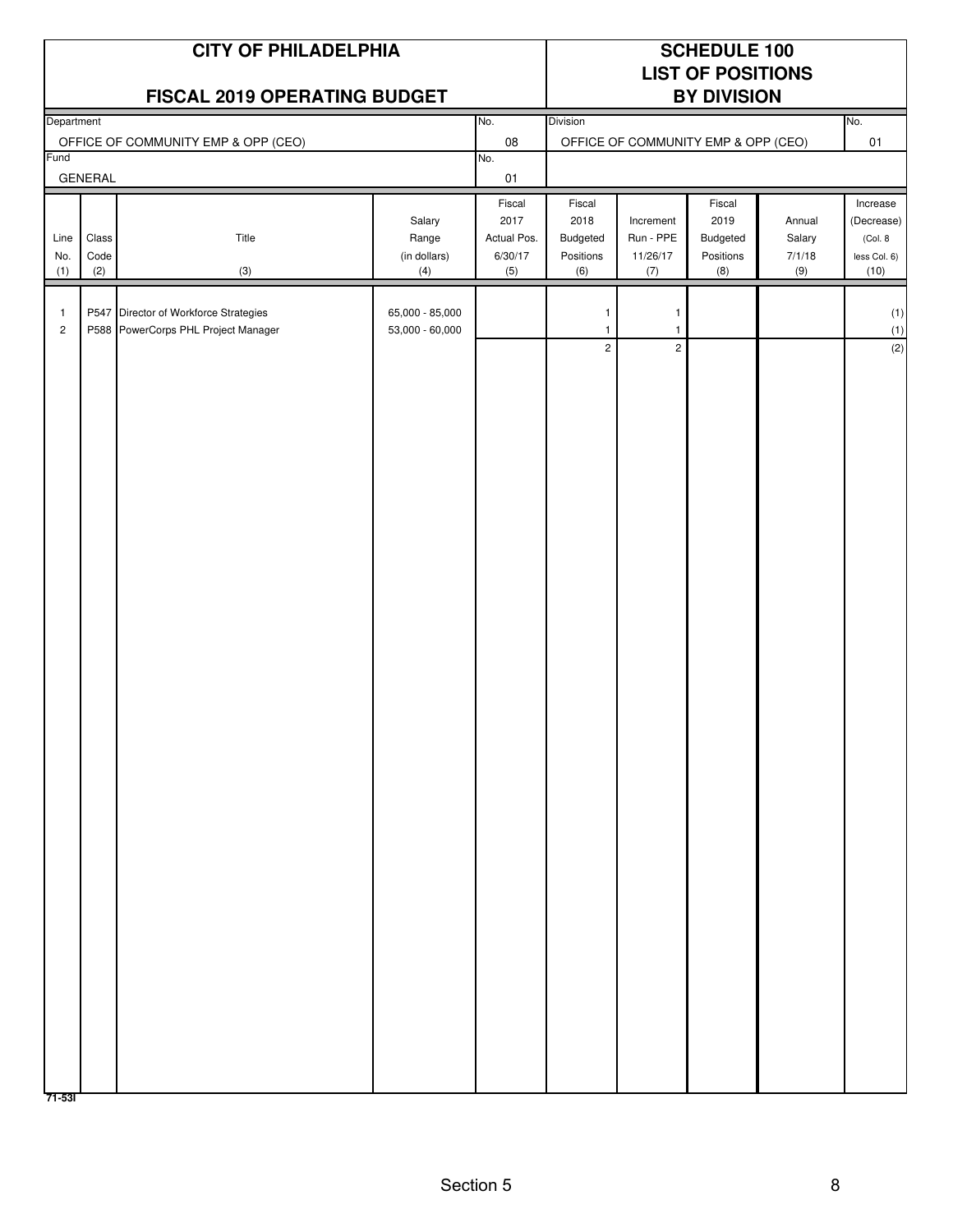# CITY OF PHILADELPHIA

## FISCAL 2019 OPERATING BUDGET

## SCHEDULE 100
## LIST OF POSITIONS
## BY DIVISION

| Department | No. | Division | No. |
|---|---|---|---|
| OFFICE OF COMMUNITY EMP & OPP (CEO) | 08 | OFFICE OF COMMUNITY EMP & OPP (CEO) | 01 |
| **Fund** | **No.** | | |
| GENERAL | 01 | | |

| Line No. (1) | Class Code (2) | Title (3) | Salary Range (in dollars) (4) | Fiscal 2017 Actual Pos. 6/30/17 (5) | Fiscal 2018 Budgeted Positions (6) | Increment Run - PPE 11/26/17 (7) | Fiscal 2019 Budgeted Positions (8) | Annual Salary 7/1/18 (9) | Increase (Decrease) (Col. 8 less Col. 6) (10) |
|---|---|---|---|---|---|---|---|---|---|
| 1 | P547 | Director of Workforce Strategies | 65,000 - 85,000 | | 1 | 1 | | | (1) |
| 2 | P588 | PowerCorps PHL Project Manager | 53,000 - 60,000 | | 1 | 1 | | | (1) |
| | | | | | 2 | 2 | | | (2) |

71-53I

Section 5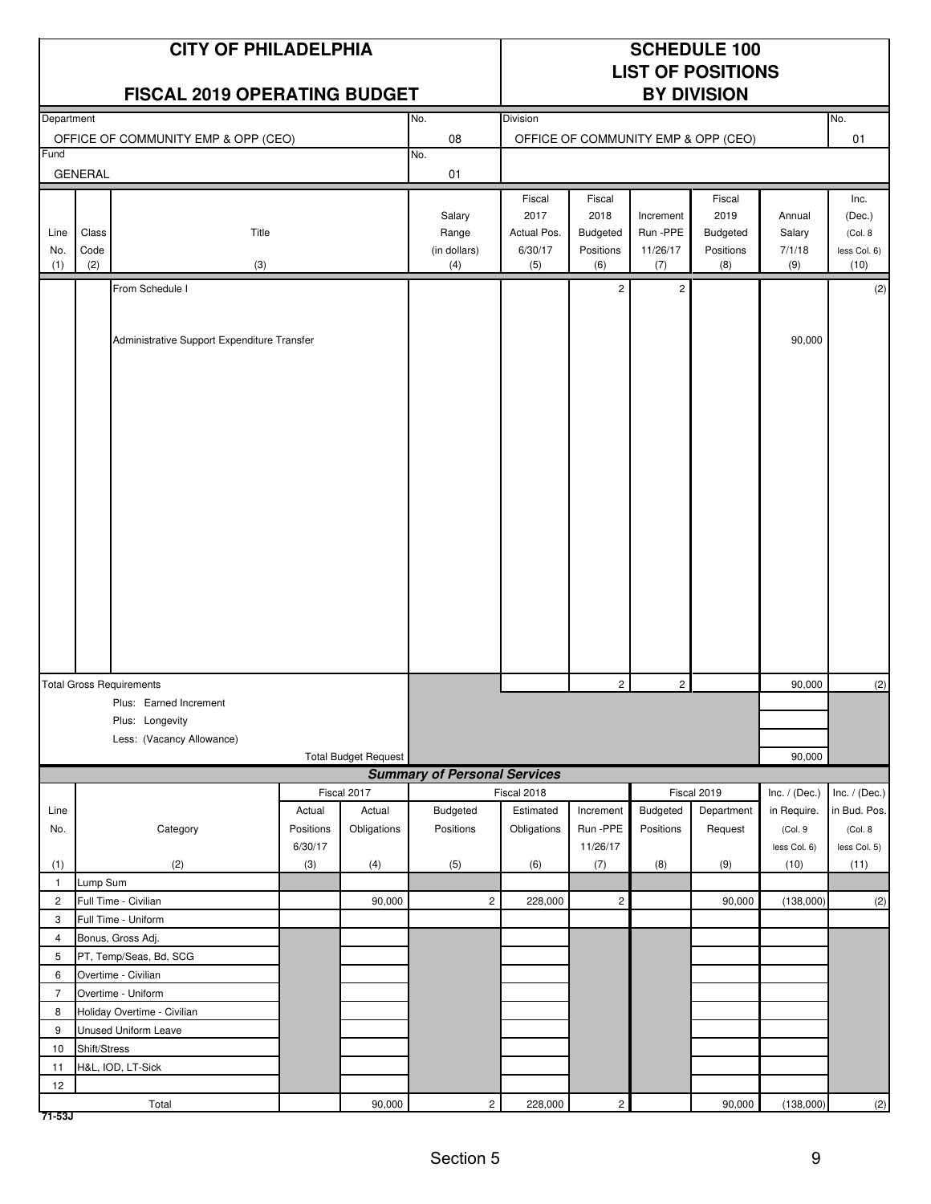# CITY OF PHILADELPHIA

## FISCAL 2019 OPERATING BUDGET

## SCHEDULE 100 LIST OF POSITIONS BY DIVISION

| Department | No. | Division | No. |
|---|---|---|---|
| OFFICE OF COMMUNITY EMP & OPP (CEO) | 08 | OFFICE OF COMMUNITY EMP & OPP (CEO) | 01 |
| Fund | No. | | |
| GENERAL | 01 | | |

| Line No. (1) | Class Code (2) | Title (3) | Salary Range (in dollars) (4) | Fiscal 2017 Actual Pos. 6/30/17 (5) | Fiscal 2018 Budgeted Positions (6) | Increment Run -PPE 11/26/17 (7) | Fiscal 2019 Budgeted Positions (8) | Annual Salary 7/1/18 (9) | Inc. (Dec.) (Col. 8 less Col. 6) (10) |
|---|---|---|---|---|---|---|---|---|---|
| | | From Schedule I | | | 2 | 2 | | | (2) |
| | | Administrative Support Expenditure Transfer | | | | | | 90,000 | |
| | | Total Gross Requirements | | | 2 | 2 | | 90,000 | (2) |
| | | Plus: Earned Increment | | | | | | | |
| | | Plus: Longevity | | | | | | | |
| | | Less: (Vacancy Allowance) | | | | | | | |
| | | Total Budget Request | | | | | | 90,000 | |

### Summary of Personal Services

| Line No. (1) | Category (2) | Fiscal 2017 Actual Positions 6/30/17 (3) | Fiscal 2017 Actual Obligations (4) | Fiscal 2018 Budgeted Positions (5) | Fiscal 2018 Estimated Obligations (6) | Fiscal 2018 Increment Run -PPE 11/26/17 (7) | Fiscal 2019 Budgeted Positions (8) | Fiscal 2019 Department Request (9) | Inc. / (Dec.) in Require. (Col. 9 less Col. 6) (10) | Inc. / (Dec.) in Bud. Pos. (Col. 8 less Col. 5) (11) |
|---|---|---|---|---|---|---|---|---|---|---|
| 1 | Lump Sum | | | | | | | | | |
| 2 | Full Time - Civilian | | 90,000 | 2 | 228,000 | 2 | | 90,000 | (138,000) | (2) |
| 3 | Full Time - Uniform | | | | | | | | | |
| 4 | Bonus, Gross Adj. | | | | | | | | | |
| 5 | PT, Temp/Seas, Bd, SCG | | | | | | | | | |
| 6 | Overtime - Civilian | | | | | | | | | |
| 7 | Overtime - Uniform | | | | | | | | | |
| 8 | Holiday Overtime - Civilian | | | | | | | | | |
| 9 | Unused Uniform Leave | | | | | | | | | |
| 10 | Shift/Stress | | | | | | | | | |
| 11 | H&L, IOD, LT-Sick | | | | | | | | | |
| 12 | | | | | | | | | | |
| | Total | | 90,000 | 2 | 228,000 | 2 | | 90,000 | (138,000) | (2) |

71-53J

Section 5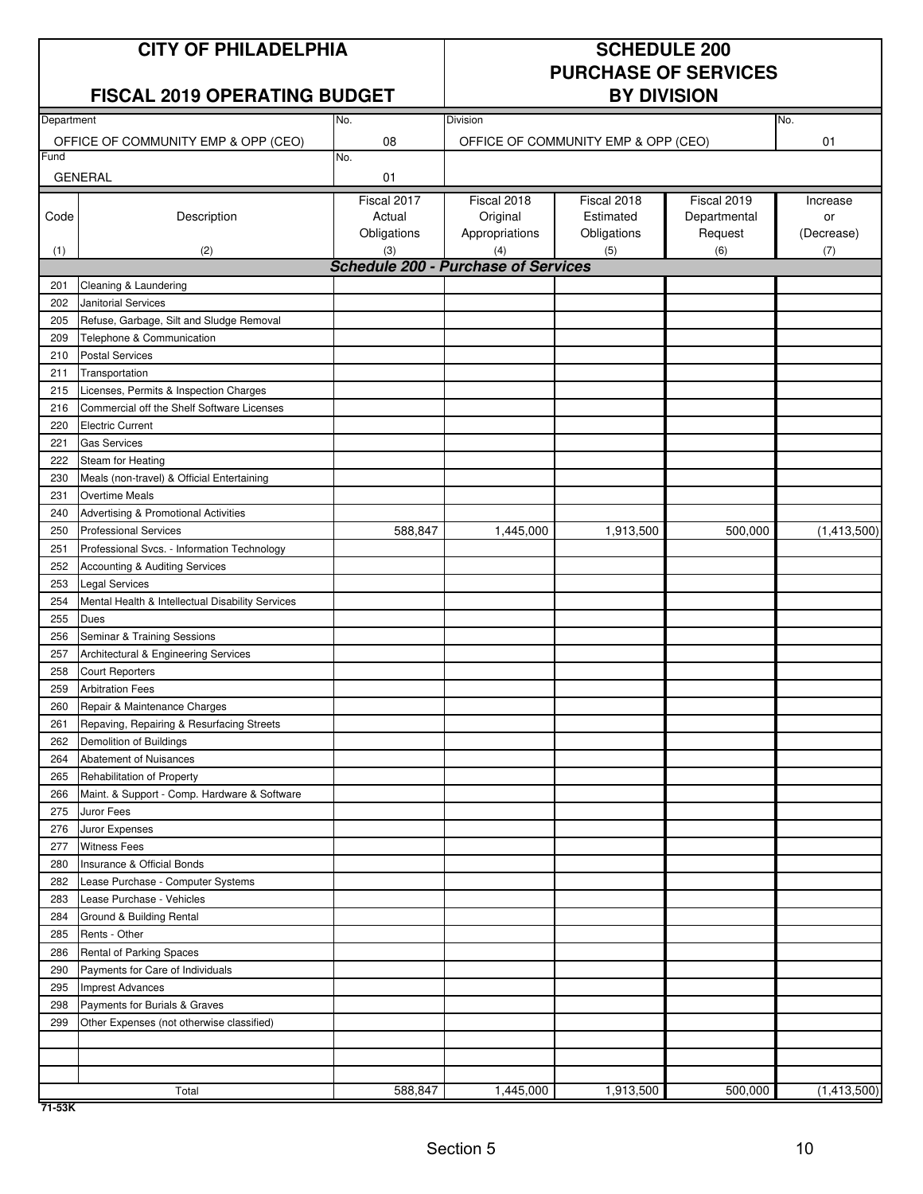| CITY OF PHILADELPHIA | | SCHEDULE 200 PURCHASE OF SERVICES BY DIVISION | | | | |
|---|---|---|---|---|---|---|
| **FISCAL 2019 OPERATING BUDGET** | | | | | | |
| Department: OFFICE OF COMMUNITY EMP & OPP (CEO) | | No. 08 | Division: OFFICE OF COMMUNITY EMP & OPP (CEO) | | | No. 01 |
| Fund: GENERAL | | No. 01 | | | | |

| Code (1) | Description (2) | Fiscal 2017 Actual Obligations (3) | Fiscal 2018 Original Appropriations (4) | Fiscal 2018 Estimated Obligations (5) | Fiscal 2019 Departmental Request (6) | Increase or (Decrease) (7) |
|---|---|---|---|---|---|---|
| | ***Schedule 200 - Purchase of Services*** | | | | | |
| 201 | Cleaning & Laundering | | | | | |
| 202 | Janitorial Services | | | | | |
| 205 | Refuse, Garbage, Silt and Sludge Removal | | | | | |
| 209 | Telephone & Communication | | | | | |
| 210 | Postal Services | | | | | |
| 211 | Transportation | | | | | |
| 215 | Licenses, Permits & Inspection Charges | | | | | |
| 216 | Commercial off the Shelf Software Licenses | | | | | |
| 220 | Electric Current | | | | | |
| 221 | Gas Services | | | | | |
| 222 | Steam for Heating | | | | | |
| 230 | Meals (non-travel) & Official Entertaining | | | | | |
| 231 | Overtime Meals | | | | | |
| 240 | Advertising & Promotional Activities | | | | | |
| 250 | Professional Services | 588,847 | 1,445,000 | 1,913,500 | 500,000 | (1,413,500) |
| 251 | Professional Svcs. - Information Technology | | | | | |
| 252 | Accounting & Auditing Services | | | | | |
| 253 | Legal Services | | | | | |
| 254 | Mental Health & Intellectual Disability Services | | | | | |
| 255 | Dues | | | | | |
| 256 | Seminar & Training Sessions | | | | | |
| 257 | Architectural & Engineering Services | | | | | |
| 258 | Court Reporters | | | | | |
| 259 | Arbitration Fees | | | | | |
| 260 | Repair & Maintenance Charges | | | | | |
| 261 | Repaving, Repairing & Resurfacing Streets | | | | | |
| 262 | Demolition of Buildings | | | | | |
| 264 | Abatement of Nuisances | | | | | |
| 265 | Rehabilitation of Property | | | | | |
| 266 | Maint. & Support - Comp. Hardware & Software | | | | | |
| 275 | Juror Fees | | | | | |
| 276 | Juror Expenses | | | | | |
| 277 | Witness Fees | | | | | |
| 280 | Insurance & Official Bonds | | | | | |
| 282 | Lease Purchase - Computer Systems | | | | | |
| 283 | Lease Purchase - Vehicles | | | | | |
| 284 | Ground & Building Rental | | | | | |
| 285 | Rents - Other | | | | | |
| 286 | Rental of Parking Spaces | | | | | |
| 290 | Payments for Care of Individuals | | | | | |
| 295 | Imprest Advances | | | | | |
| 298 | Payments for Burials & Graves | | | | | |
| 299 | Other Expenses (not otherwise classified) | | | | | |
| | | | | | | |
| | | | | | | |
| | | | | | | |
| | Total | 588,847 | 1,445,000 | 1,913,500 | 500,000 | (1,413,500) |

71-53K

Section 5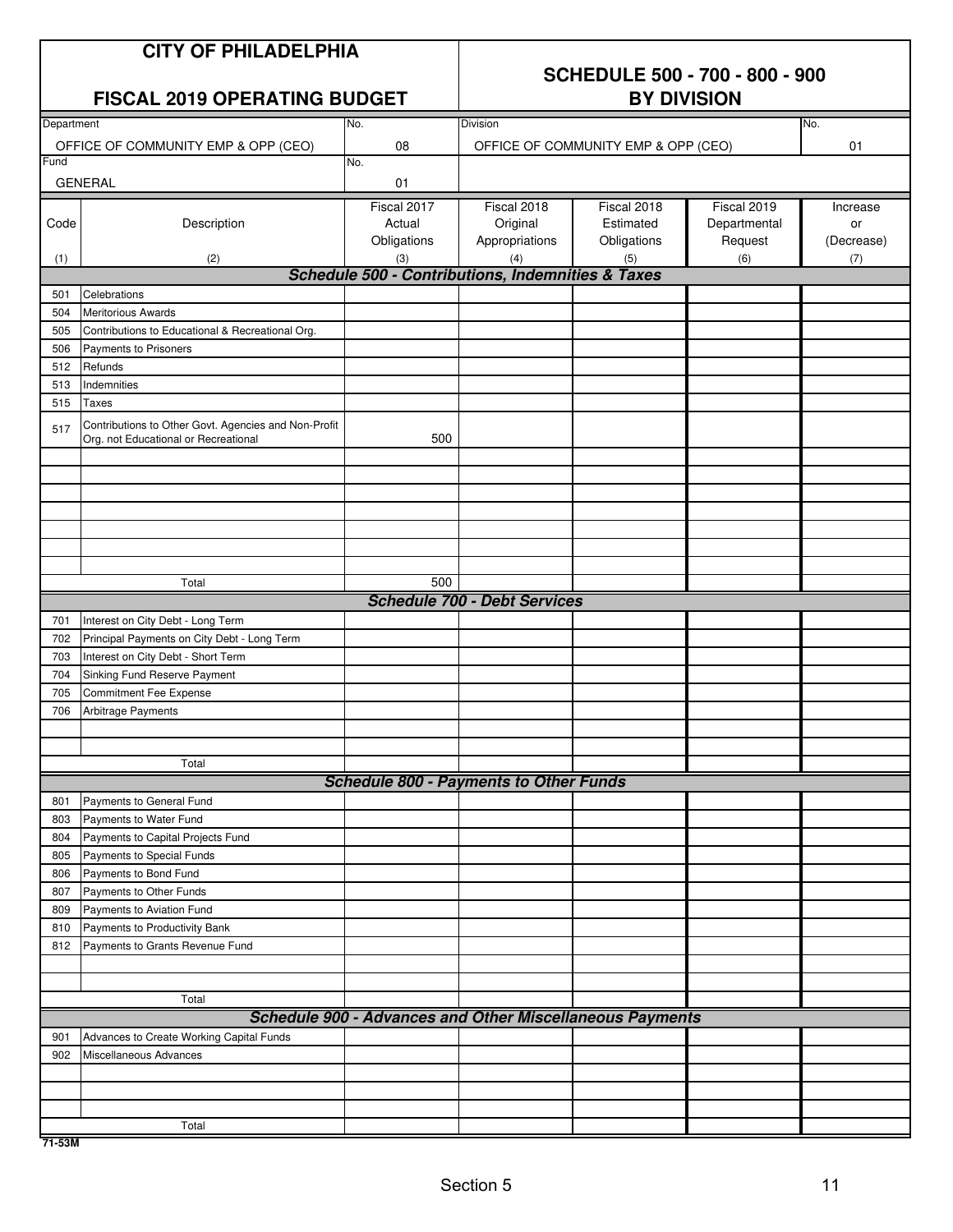# CITY OF PHILADELPHIA

## FISCAL 2019 OPERATING BUDGET

## SCHEDULE 500 - 700 - 800 - 900 BY DIVISION

| Department | No. | Division | No. |
|---|---|---|---|
| OFFICE OF COMMUNITY EMP & OPP (CEO) | 08 | OFFICE OF COMMUNITY EMP & OPP (CEO) | 01 |
| **Fund** | **No.** | | |
| GENERAL | 01 | | |

| Code (1) | Description (2) | Fiscal 2017 Actual Obligations (3) | Fiscal 2018 Original Appropriations (4) | Fiscal 2018 Estimated Obligations (5) | Fiscal 2019 Departmental Request (6) | Increase or (Decrease) (7) |
|---|---|---|---|---|---|---|
| | ***Schedule 500 - Contributions, Indemnities & Taxes*** | | | | | |
| 501 | Celebrations | | | | | |
| 504 | Meritorious Awards | | | | | |
| 505 | Contributions to Educational & Recreational Org. | | | | | |
| 506 | Payments to Prisoners | | | | | |
| 512 | Refunds | | | | | |
| 513 | Indemnities | | | | | |
| 515 | Taxes | | | | | |
| 517 | Contributions to Other Govt. Agencies and Non-Profit Org. not Educational or Recreational | 500 | | | | |
| | Total | 500 | | | | |
| | ***Schedule 700 - Debt Services*** | | | | | |
| 701 | Interest on City Debt - Long Term | | | | | |
| 702 | Principal Payments on City Debt - Long Term | | | | | |
| 703 | Interest on City Debt - Short Term | | | | | |
| 704 | Sinking Fund Reserve Payment | | | | | |
| 705 | Commitment Fee Expense | | | | | |
| 706 | Arbitrage Payments | | | | | |
| | Total | | | | | |
| | ***Schedule 800 - Payments to Other Funds*** | | | | | |
| 801 | Payments to General Fund | | | | | |
| 803 | Payments to Water Fund | | | | | |
| 804 | Payments to Capital Projects Fund | | | | | |
| 805 | Payments to Special Funds | | | | | |
| 806 | Payments to Bond Fund | | | | | |
| 807 | Payments to Other Funds | | | | | |
| 809 | Payments to Aviation Fund | | | | | |
| 810 | Payments to Productivity Bank | | | | | |
| 812 | Payments to Grants Revenue Fund | | | | | |
| | Total | | | | | |
| | ***Schedule 900 - Advances and Other Miscellaneous Payments*** | | | | | |
| 901 | Advances to Create Working Capital Funds | | | | | |
| 902 | Miscellaneous Advances | | | | | |
| | Total | | | | | |

71-53M

Section 5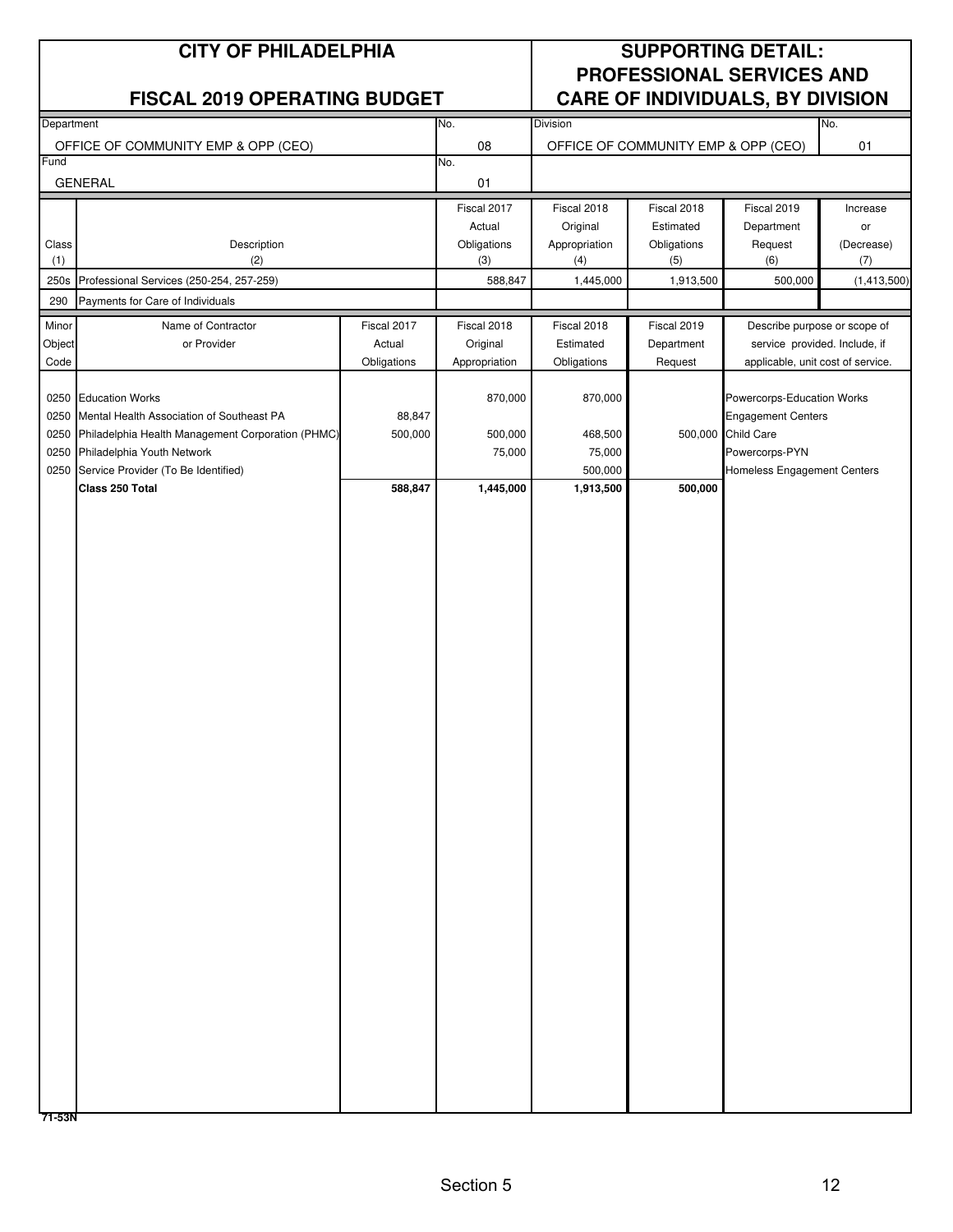# CITY OF PHILADELPHIA

## FISCAL 2019 OPERATING BUDGET

## SUPPORTING DETAIL: PROFESSIONAL SERVICES AND CARE OF INDIVIDUALS, BY DIVISION

| Department | No. | Division | No. |
|---|---|---|---|
| OFFICE OF COMMUNITY EMP & OPP (CEO) | 08 | OFFICE OF COMMUNITY EMP & OPP (CEO) | 01 |
| **Fund** | **No.** | | |
| GENERAL | 01 | | |

| Class (1) | Description (2) | Fiscal 2017 Actual Obligations (3) | Fiscal 2018 Original Appropriation (4) | Fiscal 2018 Estimated Obligations (5) | Fiscal 2019 Department Request (6) | Increase or (Decrease) (7) |
|---|---|---|---|---|---|---|
| 250s | Professional Services (250-254, 257-259) | 588,847 | 1,445,000 | 1,913,500 | 500,000 | (1,413,500) |
| 290 | Payments for Care of Individuals | | | | | |

| Minor Object Code | Name of Contractor or Provider | Fiscal 2017 Actual Obligations | Fiscal 2018 Original Appropriation | Fiscal 2018 Estimated Obligations | Fiscal 2019 Department Request | Describe purpose or scope of service provided. Include, if applicable, unit cost of service. |
|---|---|---|---|---|---|---|
| 0250 | Education Works | | 870,000 | 870,000 | | Powercorps-Education Works |
| 0250 | Mental Health Association of Southeast PA | 88,847 | | | | Engagement Centers |
| 0250 | Philadelphia Health Management Corporation (PHMC) | 500,000 | 500,000 | 468,500 | 500,000 | Child Care |
| 0250 | Philadelphia Youth Network | | 75,000 | 75,000 | | Powercorps-PYN |
| 0250 | Service Provider (To Be Identified) | | | 500,000 | | Homeless Engagement Centers |
| | **Class 250 Total** | **588,847** | **1,445,000** | **1,913,500** | **500,000** | |

71-53N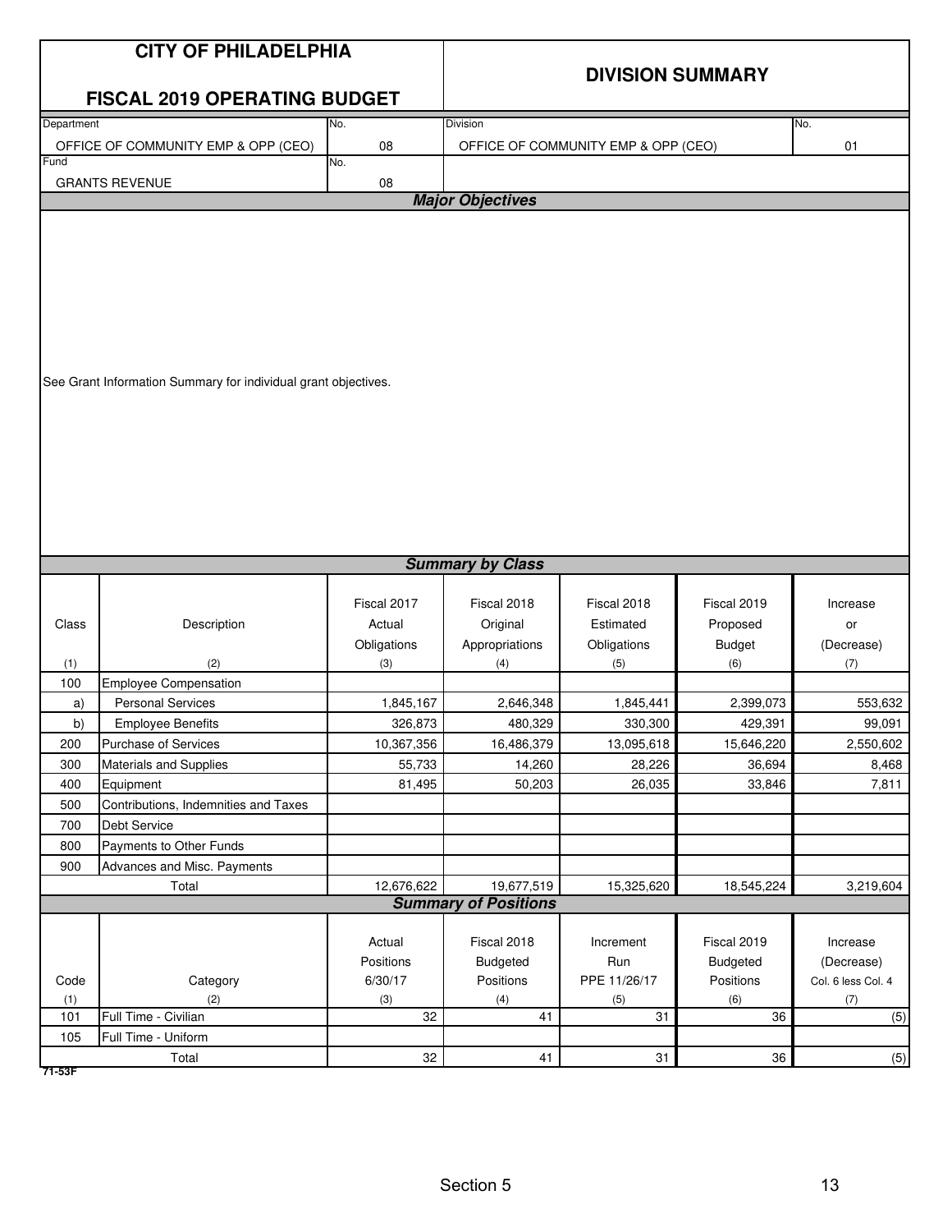# CITY OF PHILADELPHIA

## FISCAL 2019 OPERATING BUDGET

## DIVISION SUMMARY

| Department | No. | Division | No. |
|---|---|---|---|
| OFFICE OF COMMUNITY EMP & OPP (CEO) | 08 | OFFICE OF COMMUNITY EMP & OPP (CEO) | 01 |
| **Fund** | **No.** | | |
| GRANTS REVENUE | 08 | | |

### *Major Objectives*

See Grant Information Summary for individual grant objectives.

### *Summary by Class*

| Class (1) | Description (2) | Fiscal 2017 Actual Obligations (3) | Fiscal 2018 Original Appropriations (4) | Fiscal 2018 Estimated Obligations (5) | Fiscal 2019 Proposed Budget (6) | Increase or (Decrease) (7) |
|---|---|---|---|---|---|---|
| 100 | Employee Compensation | | | | | |
| a) | Personal Services | 1,845,167 | 2,646,348 | 1,845,441 | 2,399,073 | 553,632 |
| b) | Employee Benefits | 326,873 | 480,329 | 330,300 | 429,391 | 99,091 |
| 200 | Purchase of Services | 10,367,356 | 16,486,379 | 13,095,618 | 15,646,220 | 2,550,602 |
| 300 | Materials and Supplies | 55,733 | 14,260 | 28,226 | 36,694 | 8,468 |
| 400 | Equipment | 81,495 | 50,203 | 26,035 | 33,846 | 7,811 |
| 500 | Contributions, Indemnities and Taxes | | | | | |
| 700 | Debt Service | | | | | |
| 800 | Payments to Other Funds | | | | | |
| 900 | Advances and Misc. Payments | | | | | |
| | Total | 12,676,622 | 19,677,519 | 15,325,620 | 18,545,224 | 3,219,604 |

### *Summary of Positions*

| Code (1) | Category (2) | Actual Positions 6/30/17 (3) | Fiscal 2018 Budgeted Positions (4) | Increment Run PPE 11/26/17 (5) | Fiscal 2019 Budgeted Positions (6) | Increase (Decrease) Col. 6 less Col. 4 (7) |
|---|---|---|---|---|---|---|
| 101 | Full Time - Civilian | 32 | 41 | 31 | 36 | (5) |
| 105 | Full Time - Uniform | | | | | |
| | Total | 32 | 41 | 31 | 36 | (5) |

71-53F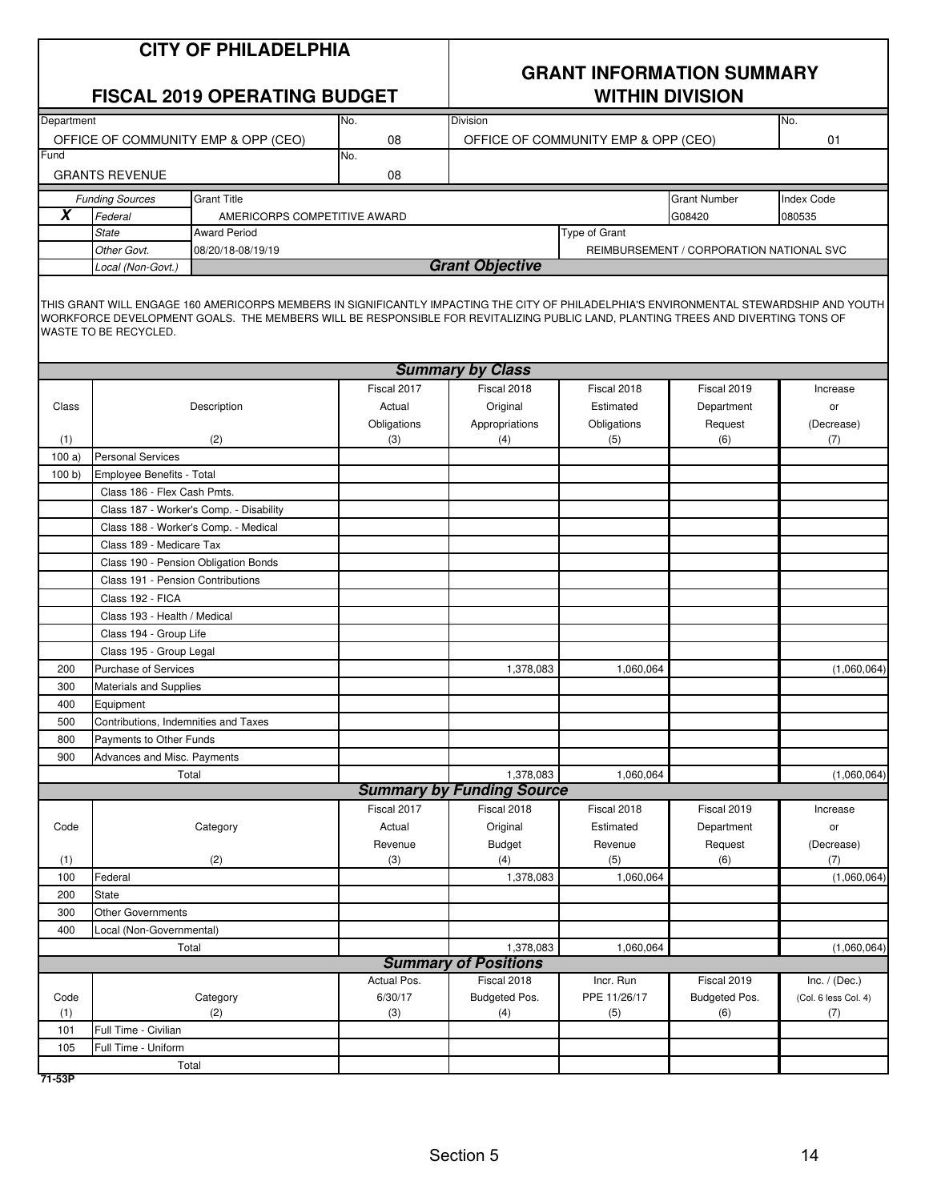# CITY OF PHILADELPHIA

## FISCAL 2019 OPERATING BUDGET

## GRANT INFORMATION SUMMARY WITHIN DIVISION

| Department | No. | Division | No. |
|---|---|---|---|
| OFFICE OF COMMUNITY EMP & OPP (CEO) | 08 | OFFICE OF COMMUNITY EMP & OPP (CEO) | 01 |
| **Fund** | **No.** | | |
| GRANTS REVENUE | 08 | | |

| | Funding Sources | Grant Title | Grant Number | Index Code |
|---|---|---|---|---|
| X | Federal | AMERICORPS COMPETITIVE AWARD | G08420 | 080535 |
| | State | Award Period | Type of Grant | |
| | Other Govt. | 08/20/18-08/19/19 | REIMBURSEMENT / CORPORATION NATIONAL SVC | |
| | Local (Non-Govt.) | | | |

### Grant Objective

THIS GRANT WILL ENGAGE 160 AMERICORPS MEMBERS IN SIGNIFICANTLY IMPACTING THE CITY OF PHILADELPHIA'S ENVIRONMENTAL STEWARDSHIP AND YOUTH WORKFORCE DEVELOPMENT GOALS. THE MEMBERS WILL BE RESPONSIBLE FOR REVITALIZING PUBLIC LAND, PLANTING TREES AND DIVERTING TONS OF WASTE TO BE RECYCLED.

### Summary by Class

| Class (1) | Description (2) | Fiscal 2017 Actual Obligations (3) | Fiscal 2018 Original Appropriations (4) | Fiscal 2018 Estimated Obligations (5) | Fiscal 2019 Department Request (6) | Increase or (Decrease) (7) |
|---|---|---|---|---|---|---|
| 100 a) | Personal Services | | | | | |
| 100 b) | Employee Benefits - Total | | | | | |
| | Class 186 - Flex Cash Pmts. | | | | | |
| | Class 187 - Worker's Comp. - Disability | | | | | |
| | Class 188 - Worker's Comp. - Medical | | | | | |
| | Class 189 - Medicare Tax | | | | | |
| | Class 190 - Pension Obligation Bonds | | | | | |
| | Class 191 - Pension Contributions | | | | | |
| | Class 192 - FICA | | | | | |
| | Class 193 - Health / Medical | | | | | |
| | Class 194 - Group Life | | | | | |
| | Class 195 - Group Legal | | | | | |
| 200 | Purchase of Services | | 1,378,083 | 1,060,064 | | (1,060,064) |
| 300 | Materials and Supplies | | | | | |
| 400 | Equipment | | | | | |
| 500 | Contributions, Indemnities and Taxes | | | | | |
| 800 | Payments to Other Funds | | | | | |
| 900 | Advances and Misc. Payments | | | | | |
| | Total | | 1,378,083 | 1,060,064 | | (1,060,064) |

### Summary by Funding Source

| Code (1) | Category (2) | Fiscal 2017 Actual Revenue (3) | Fiscal 2018 Original Budget (4) | Fiscal 2018 Estimated Revenue (5) | Fiscal 2019 Department Request (6) | Increase or (Decrease) (7) |
|---|---|---|---|---|---|---|
| 100 | Federal | | 1,378,083 | 1,060,064 | | (1,060,064) |
| 200 | State | | | | | |
| 300 | Other Governments | | | | | |
| 400 | Local (Non-Governmental) | | | | | |
| | Total | | 1,378,083 | 1,060,064 | | (1,060,064) |

### Summary of Positions

| Code (1) | Category (2) | Actual Pos. 6/30/17 (3) | Fiscal 2018 Budgeted Pos. (4) | Incr. Run PPE 11/26/17 (5) | Fiscal 2019 Budgeted Pos. (6) | Inc. / (Dec.) (Col. 6 less Col. 4) (7) |
|---|---|---|---|---|---|---|
| 101 | Full Time - Civilian | | | | | |
| 105 | Full Time - Uniform | | | | | |
| | Total | | | | | |

71-53P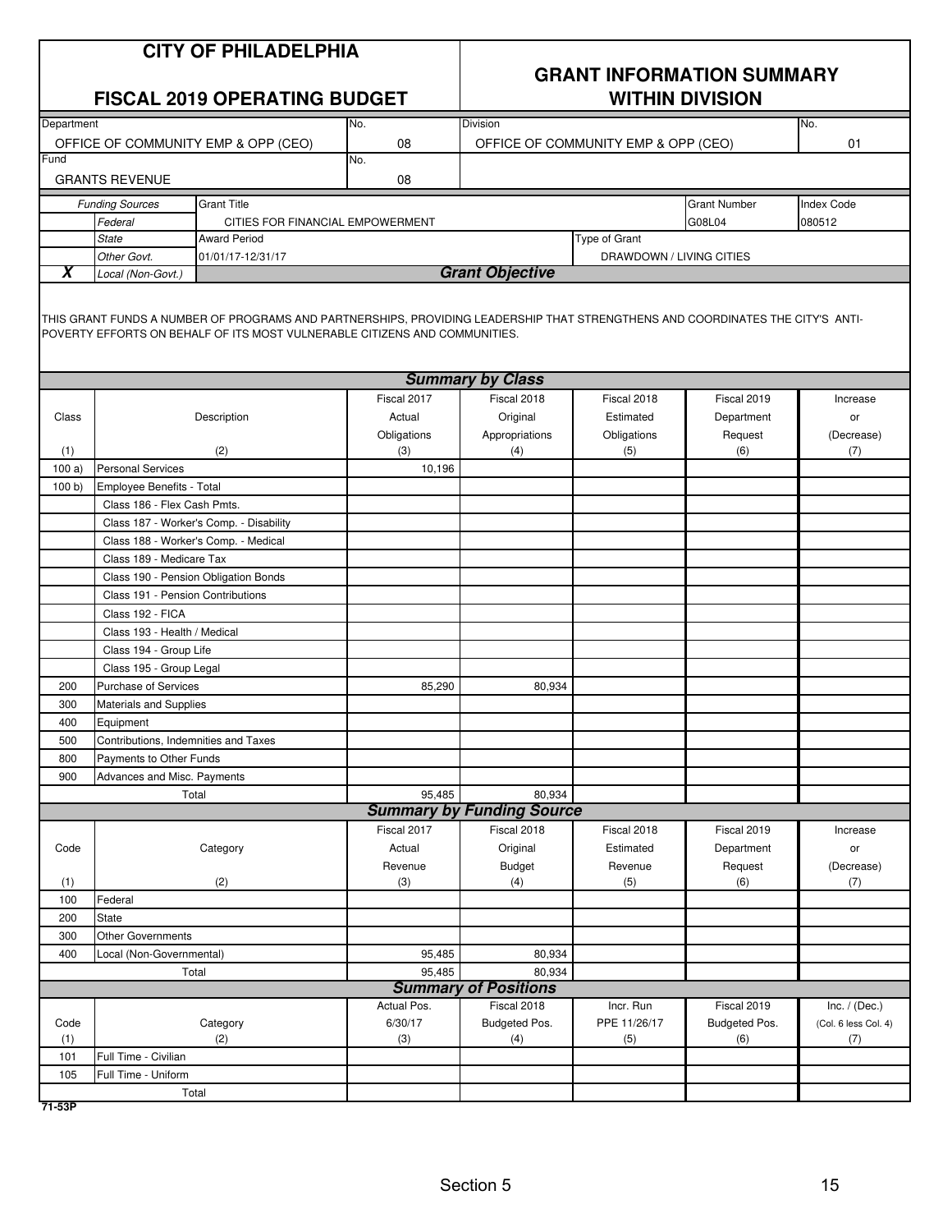# CITY OF PHILADELPHIA

## FISCAL 2019 OPERATING BUDGET

## GRANT INFORMATION SUMMARY WITHIN DIVISION

| Department | No. | Division | No. |
|---|---|---|---|
| OFFICE OF COMMUNITY EMP & OPP (CEO) | 08 | OFFICE OF COMMUNITY EMP & OPP (CEO) | 01 |
| **Fund** | **No.** | | |
| GRANTS REVENUE | 08 | | |

| | Funding Sources | Grant Title | Type of Grant | Grant Number | Index Code |
|---|---|---|---|---|---|
| | Federal | CITIES FOR FINANCIAL EMPOWERMENT | | G08L04 | 080512 |
| | State | Award Period | | | |
| | Other Govt. | 01/01/17-12/31/17 | DRAWDOWN / LIVING CITIES | | |
| X | Local (Non-Govt.) | | | | |

### Grant Objective

THIS GRANT FUNDS A NUMBER OF PROGRAMS AND PARTNERSHIPS, PROVIDING LEADERSHIP THAT STRENGTHENS AND COORDINATES THE CITY'S ANTI-POVERTY EFFORTS ON BEHALF OF ITS MOST VULNERABLE CITIZENS AND COMMUNITIES.

### Summary by Class

| Class (1) | Description (2) | Fiscal 2017 Actual Obligations (3) | Fiscal 2018 Original Appropriations (4) | Fiscal 2018 Estimated Obligations (5) | Fiscal 2019 Department Request (6) | Increase or (Decrease) (7) |
|---|---|---|---|---|---|---|
| 100 a) | Personal Services | 10,196 | | | | |
| 100 b) | Employee Benefits - Total | | | | | |
| | Class 186 - Flex Cash Pmts. | | | | | |
| | Class 187 - Worker's Comp. - Disability | | | | | |
| | Class 188 - Worker's Comp. - Medical | | | | | |
| | Class 189 - Medicare Tax | | | | | |
| | Class 190 - Pension Obligation Bonds | | | | | |
| | Class 191 - Pension Contributions | | | | | |
| | Class 192 - FICA | | | | | |
| | Class 193 - Health / Medical | | | | | |
| | Class 194 - Group Life | | | | | |
| | Class 195 - Group Legal | | | | | |
| 200 | Purchase of Services | 85,290 | 80,934 | | | |
| 300 | Materials and Supplies | | | | | |
| 400 | Equipment | | | | | |
| 500 | Contributions, Indemnities and Taxes | | | | | |
| 800 | Payments to Other Funds | | | | | |
| 900 | Advances and Misc. Payments | | | | | |
| | Total | 95,485 | 80,934 | | | |

### Summary by Funding Source

| Code (1) | Category (2) | Fiscal 2017 Actual Revenue (3) | Fiscal 2018 Original Budget (4) | Fiscal 2018 Estimated Revenue (5) | Fiscal 2019 Department Request (6) | Increase or (Decrease) (7) |
|---|---|---|---|---|---|---|
| 100 | Federal | | | | | |
| 200 | State | | | | | |
| 300 | Other Governments | | | | | |
| 400 | Local (Non-Governmental) | 95,485 | 80,934 | | | |
| | Total | 95,485 | 80,934 | | | |

### Summary of Positions

| Code (1) | Category (2) | Actual Pos. 6/30/17 (3) | Fiscal 2018 Budgeted Pos. (4) | Incr. Run PPE 11/26/17 (5) | Fiscal 2019 Budgeted Pos. (6) | Inc. / (Dec.) (Col. 6 less Col. 4) (7) |
|---|---|---|---|---|---|---|
| 101 | Full Time - Civilian | | | | | |
| 105 | Full Time - Uniform | | | | | |
| | Total | | | | | |

71-53P

Section 5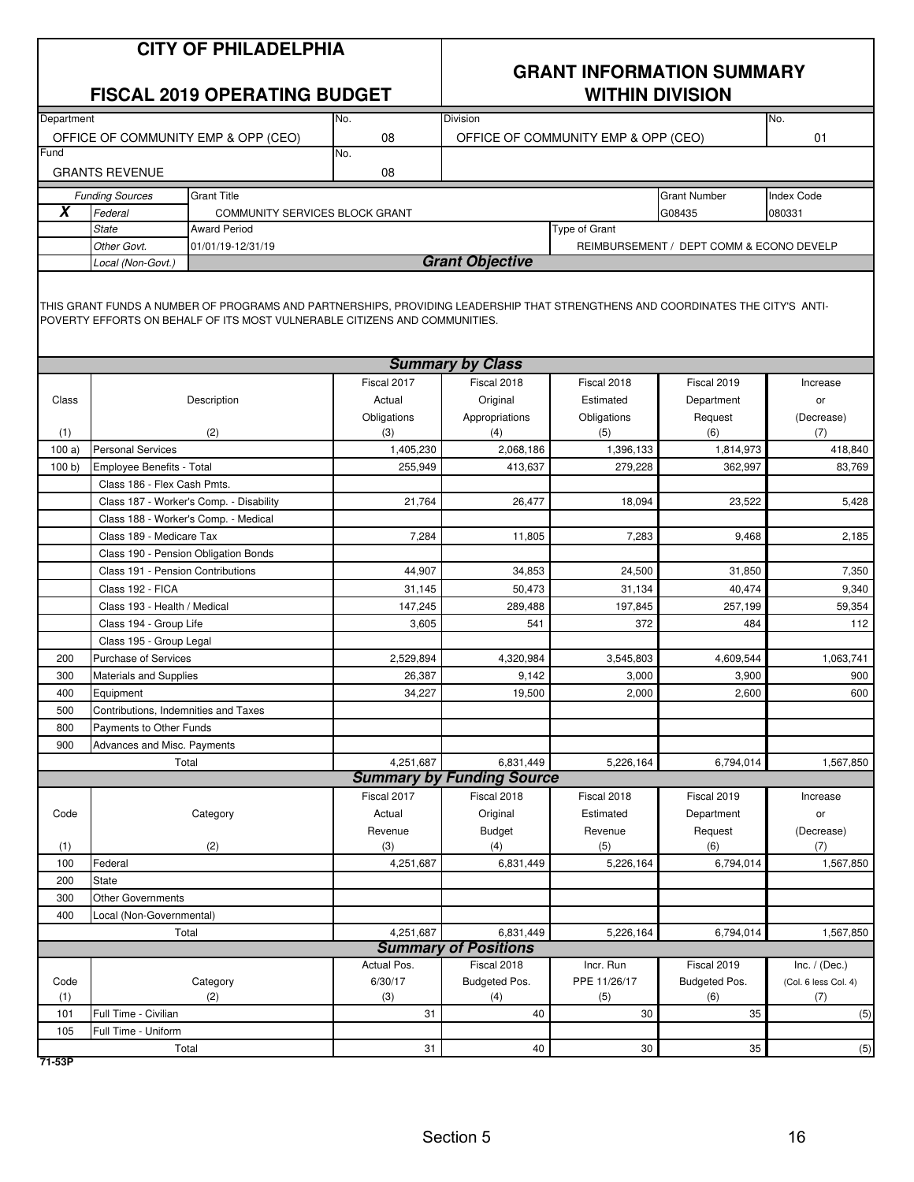# CITY OF PHILADELPHIA

## FISCAL 2019 OPERATING BUDGET

## GRANT INFORMATION SUMMARY WITHIN DIVISION

| Department | No. | Division | No. |
|---|---|---|---|
| OFFICE OF COMMUNITY EMP & OPP (CEO) | 08 | OFFICE OF COMMUNITY EMP & OPP (CEO) | 01 |
| **Fund** | **No.** | | |
| GRANTS REVENUE | 08 | | |

| | Funding Sources | Grant Title | Grant Number | Index Code |
|---|---|---|---|---|
| X | Federal | COMMUNITY SERVICES BLOCK GRANT | G08435 | 080331 |
| | State | Award Period | Type of Grant | |
| | Other Govt. | 01/01/19-12/31/19 | REIMBURSEMENT / DEPT COMM & ECONO DEVELP | |
| | Local (Non-Govt.) | | | |

### Grant Objective

THIS GRANT FUNDS A NUMBER OF PROGRAMS AND PARTNERSHIPS, PROVIDING LEADERSHIP THAT STRENGTHENS AND COORDINATES THE CITY'S ANTI-POVERTY EFFORTS ON BEHALF OF ITS MOST VULNERABLE CITIZENS AND COMMUNITIES.

### Summary by Class

| Class (1) | Description (2) | Fiscal 2017 Actual Obligations (3) | Fiscal 2018 Original Appropriations (4) | Fiscal 2018 Estimated Obligations (5) | Fiscal 2019 Department Request (6) | Increase or (Decrease) (7) |
|---|---|---|---|---|---|---|
| 100 a) | Personal Services | 1,405,230 | 2,068,186 | 1,396,133 | 1,814,973 | 418,840 |
| 100 b) | Employee Benefits - Total | 255,949 | 413,637 | 279,228 | 362,997 | 83,769 |
| | Class 186 - Flex Cash Pmts. | | | | | |
| | Class 187 - Worker's Comp. - Disability | 21,764 | 26,477 | 18,094 | 23,522 | 5,428 |
| | Class 188 - Worker's Comp. - Medical | | | | | |
| | Class 189 - Medicare Tax | 7,284 | 11,805 | 7,283 | 9,468 | 2,185 |
| | Class 190 - Pension Obligation Bonds | | | | | |
| | Class 191 - Pension Contributions | 44,907 | 34,853 | 24,500 | 31,850 | 7,350 |
| | Class 192 - FICA | 31,145 | 50,473 | 31,134 | 40,474 | 9,340 |
| | Class 193 - Health / Medical | 147,245 | 289,488 | 197,845 | 257,199 | 59,354 |
| | Class 194 - Group Life | 3,605 | 541 | 372 | 484 | 112 |
| | Class 195 - Group Legal | | | | | |
| 200 | Purchase of Services | 2,529,894 | 4,320,984 | 3,545,803 | 4,609,544 | 1,063,741 |
| 300 | Materials and Supplies | 26,387 | 9,142 | 3,000 | 3,900 | 900 |
| 400 | Equipment | 34,227 | 19,500 | 2,000 | 2,600 | 600 |
| 500 | Contributions, Indemnities and Taxes | | | | | |
| 800 | Payments to Other Funds | | | | | |
| 900 | Advances and Misc. Payments | | | | | |
| | Total | 4,251,687 | 6,831,449 | 5,226,164 | 6,794,014 | 1,567,850 |

### Summary by Funding Source

| Code (1) | Category (2) | Fiscal 2017 Actual Revenue (3) | Fiscal 2018 Original Budget (4) | Fiscal 2018 Estimated Revenue (5) | Fiscal 2019 Department Request (6) | Increase or (Decrease) (7) |
|---|---|---|---|---|---|---|
| 100 | Federal | 4,251,687 | 6,831,449 | 5,226,164 | 6,794,014 | 1,567,850 |
| 200 | State | | | | | |
| 300 | Other Governments | | | | | |
| 400 | Local (Non-Governmental) | | | | | |
| | Total | 4,251,687 | 6,831,449 | 5,226,164 | 6,794,014 | 1,567,850 |

### Summary of Positions

| Code (1) | Category (2) | Actual Pos. 6/30/17 (3) | Fiscal 2018 Budgeted Pos. (4) | Incr. Run PPE 11/26/17 (5) | Fiscal 2019 Budgeted Pos. (6) | Inc. / (Dec.) (Col. 6 less Col. 4) (7) |
|---|---|---|---|---|---|---|
| 101 | Full Time - Civilian | 31 | 40 | 30 | 35 | (5) |
| 105 | Full Time - Uniform | | | | | |
| | Total | 31 | 40 | 30 | 35 | (5) |

71-53P

Section 5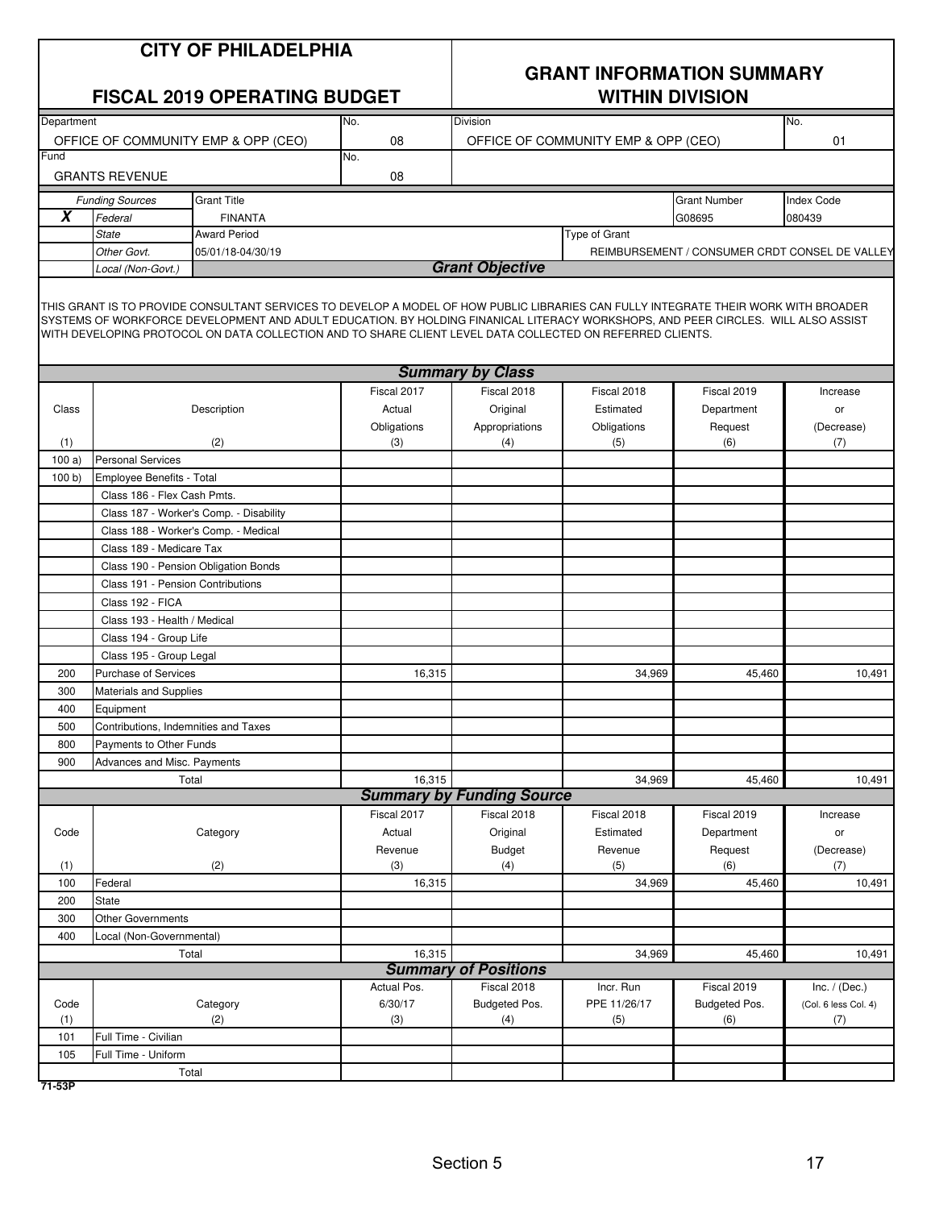# CITY OF PHILADELPHIA

## FISCAL 2019 OPERATING BUDGET

## GRANT INFORMATION SUMMARY WITHIN DIVISION

| Department | No. | Division | No. |
|---|---|---|---|
| OFFICE OF COMMUNITY EMP & OPP (CEO) | 08 | OFFICE OF COMMUNITY EMP & OPP (CEO) | 01 |
| **Fund** | **No.** | | |
| GRANTS REVENUE | 08 | | |

| | Funding Sources | Grant Title | Grant Number | Index Code |
|---|---|---|---|---|
| X | *Federal* | FINANTA | G08695 | 080439 |
| | *State* | **Award Period** | **Type of Grant** | |
| | *Other Govt.* | 05/01/18-04/30/19 | REIMBURSEMENT / CONSUMER CRDT CONSEL DE VALLEY | |
| | *Local (Non-Govt.)* | | | |

### Grant Objective

THIS GRANT IS TO PROVIDE CONSULTANT SERVICES TO DEVELOP A MODEL OF HOW PUBLIC LIBRARIES CAN FULLY INTEGRATE THEIR WORK WITH BROADER SYSTEMS OF WORKFORCE DEVELOPMENT AND ADULT EDUCATION. BY HOLDING FINANICAL LITERACY WORKSHOPS, AND PEER CIRCLES. WILL ALSO ASSIST WITH DEVELOPING PROTOCOL ON DATA COLLECTION AND TO SHARE CLIENT LEVEL DATA COLLECTED ON REFERRED CLIENTS.

### Summary by Class

| Class (1) | Description (2) | Fiscal 2017 Actual Obligations (3) | Fiscal 2018 Original Appropriations (4) | Fiscal 2018 Estimated Obligations (5) | Fiscal 2019 Department Request (6) | Increase or (Decrease) (7) |
|---|---|---|---|---|---|---|
| 100 a) | Personal Services | | | | | |
| 100 b) | Employee Benefits - Total | | | | | |
| | Class 186 - Flex Cash Pmts. | | | | | |
| | Class 187 - Worker's Comp. - Disability | | | | | |
| | Class 188 - Worker's Comp. - Medical | | | | | |
| | Class 189 - Medicare Tax | | | | | |
| | Class 190 - Pension Obligation Bonds | | | | | |
| | Class 191 - Pension Contributions | | | | | |
| | Class 192 - FICA | | | | | |
| | Class 193 - Health / Medical | | | | | |
| | Class 194 - Group Life | | | | | |
| | Class 195 - Group Legal | | | | | |
| 200 | Purchase of Services | 16,315 | | 34,969 | 45,460 | 10,491 |
| 300 | Materials and Supplies | | | | | |
| 400 | Equipment | | | | | |
| 500 | Contributions, Indemnities and Taxes | | | | | |
| 800 | Payments to Other Funds | | | | | |
| 900 | Advances and Misc. Payments | | | | | |
| | Total | 16,315 | | 34,969 | 45,460 | 10,491 |

### Summary by Funding Source

| Code (1) | Category (2) | Fiscal 2017 Actual Revenue (3) | Fiscal 2018 Original Budget (4) | Fiscal 2018 Estimated Revenue (5) | Fiscal 2019 Department Request (6) | Increase or (Decrease) (7) |
|---|---|---|---|---|---|---|
| 100 | Federal | 16,315 | | 34,969 | 45,460 | 10,491 |
| 200 | State | | | | | |
| 300 | Other Governments | | | | | |
| 400 | Local (Non-Governmental) | | | | | |
| | Total | 16,315 | | 34,969 | 45,460 | 10,491 |

### Summary of Positions

| Code (1) | Category (2) | Actual Pos. 6/30/17 (3) | Fiscal 2018 Budgeted Pos. (4) | Incr. Run PPE 11/26/17 (5) | Fiscal 2019 Budgeted Pos. (6) | Inc. / (Dec.) (Col. 6 less Col. 4) (7) |
|---|---|---|---|---|---|---|
| 101 | Full Time - Civilian | | | | | |
| 105 | Full Time - Uniform | | | | | |
| | Total | | | | | |

71-53P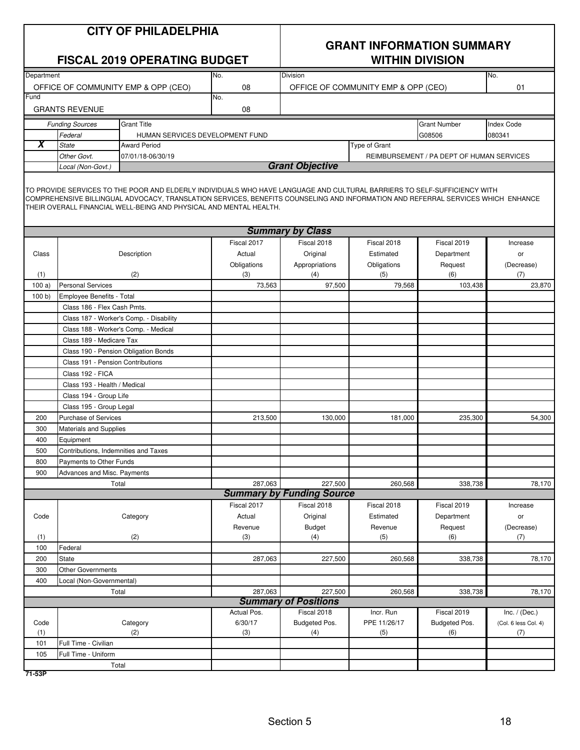# CITY OF PHILADELPHIA

## FISCAL 2019 OPERATING BUDGET

## GRANT INFORMATION SUMMARY WITHIN DIVISION

| Department | No. | Division | No. |
|---|---|---|---|
| OFFICE OF COMMUNITY EMP & OPP (CEO) | 08 | OFFICE OF COMMUNITY EMP & OPP (CEO) | 01 |
| **Fund** | **No.** | | |
| GRANTS REVENUE | 08 | | |

| | Funding Sources | Grant Title | Grant Number | Index Code |
|---|---|---|---|---|
| | Federal | HUMAN SERVICES DEVELOPMENT FUND | G08506 | 080341 |
| **X** | State | **Award Period** | **Type of Grant** | |
| | Other Govt. | 07/01/18-06/30/19 | REIMBURSEMENT / PA DEPT OF HUMAN SERVICES | |
| | Local (Non-Govt.) | | | |

### *Grant Objective*

TO PROVIDE SERVICES TO THE POOR AND ELDERLY INDIVIDUALS WHO HAVE LANGUAGE AND CULTURAL BARRIERS TO SELF-SUFFICIENCY WITH COMPREHENSIVE BILLINGUAL ADVOCACY, TRANSLATION SERVICES, BENEFITS COUNSELING AND INFORMATION AND REFERRAL SERVICES WHICH ENHANCE THEIR OVERALL FINANCIAL WELL-BEING AND PHYSICAL AND MENTAL HEALTH.

### *Summary by Class*

| Class (1) | Description (2) | Fiscal 2017 Actual Obligations (3) | Fiscal 2018 Original Appropriations (4) | Fiscal 2018 Estimated Obligations (5) | Fiscal 2019 Department Request (6) | Increase or (Decrease) (7) |
|---|---|---|---|---|---|---|
| 100 a) | Personal Services | 73,563 | 97,500 | 79,568 | 103,438 | 23,870 |
| 100 b) | Employee Benefits - Total | | | | | |
| | Class 186 - Flex Cash Pmts. | | | | | |
| | Class 187 - Worker's Comp. - Disability | | | | | |
| | Class 188 - Worker's Comp. - Medical | | | | | |
| | Class 189 - Medicare Tax | | | | | |
| | Class 190 - Pension Obligation Bonds | | | | | |
| | Class 191 - Pension Contributions | | | | | |
| | Class 192 - FICA | | | | | |
| | Class 193 - Health / Medical | | | | | |
| | Class 194 - Group Life | | | | | |
| | Class 195 - Group Legal | | | | | |
| 200 | Purchase of Services | 213,500 | 130,000 | 181,000 | 235,300 | 54,300 |
| 300 | Materials and Supplies | | | | | |
| 400 | Equipment | | | | | |
| 500 | Contributions, Indemnities and Taxes | | | | | |
| 800 | Payments to Other Funds | | | | | |
| 900 | Advances and Misc. Payments | | | | | |
| | Total | 287,063 | 227,500 | 260,568 | 338,738 | 78,170 |

### *Summary by Funding Source*

| Code (1) | Category (2) | Fiscal 2017 Actual Revenue (3) | Fiscal 2018 Original Budget (4) | Fiscal 2018 Estimated Revenue (5) | Fiscal 2019 Department Request (6) | Increase or (Decrease) (7) |
|---|---|---|---|---|---|---|
| 100 | Federal | | | | | |
| 200 | State | 287,063 | 227,500 | 260,568 | 338,738 | 78,170 |
| 300 | Other Governments | | | | | |
| 400 | Local (Non-Governmental) | | | | | |
| | Total | 287,063 | 227,500 | 260,568 | 338,738 | 78,170 |

### *Summary of Positions*

| Code (1) | Category (2) | Actual Pos. 6/30/17 (3) | Fiscal 2018 Budgeted Pos. (4) | Incr. Run PPE 11/26/17 (5) | Fiscal 2019 Budgeted Pos. (6) | Inc. / (Dec.) (Col. 6 less Col. 4) (7) |
|---|---|---|---|---|---|---|
| 101 | Full Time - Civilian | | | | | |
| 105 | Full Time - Uniform | | | | | |
| | Total | | | | | |

71-53P

Section 5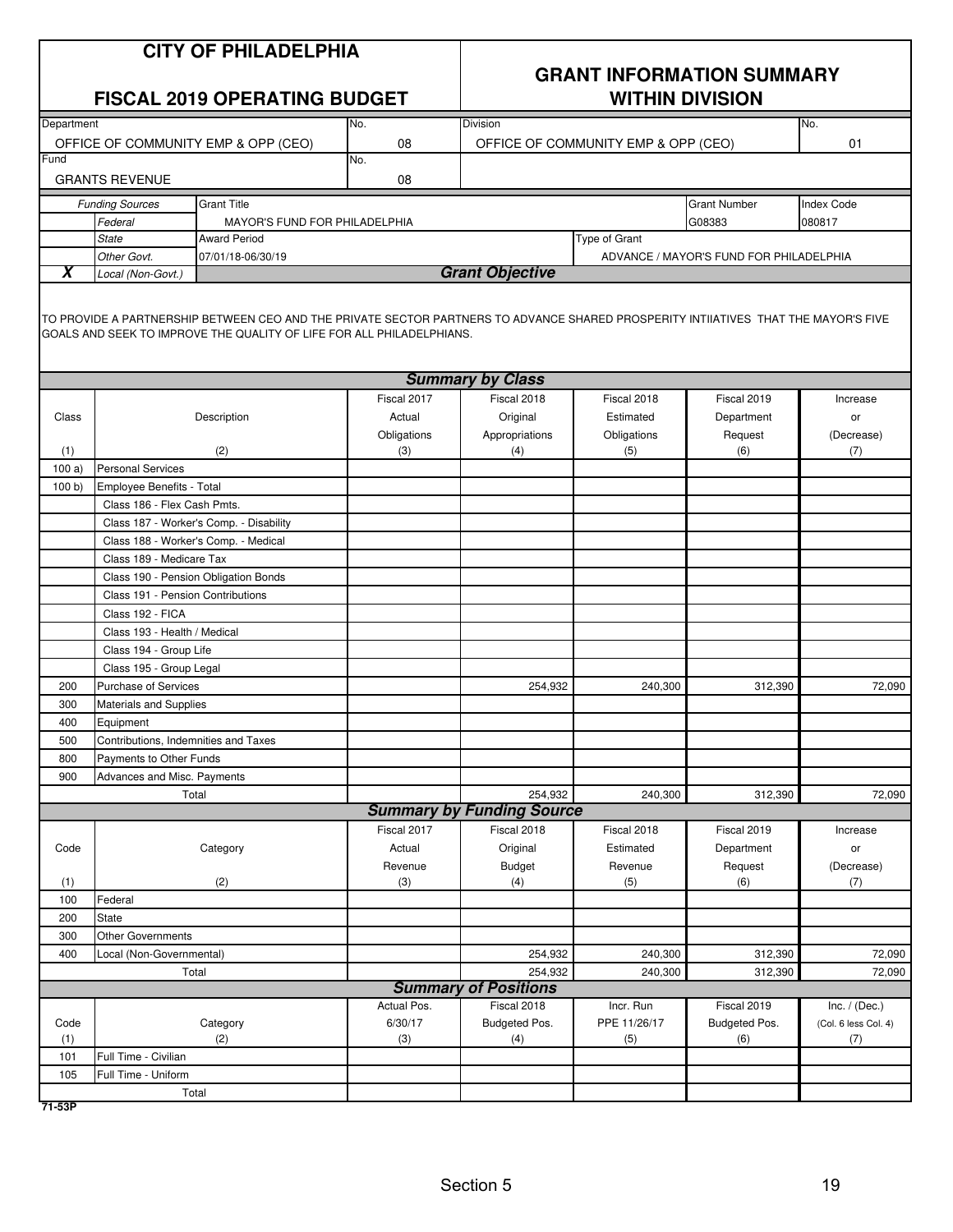# CITY OF PHILADELPHIA

## FISCAL 2019 OPERATING BUDGET

## GRANT INFORMATION SUMMARY WITHIN DIVISION

| Department | No. | Division | No. |
|---|---|---|---|
| OFFICE OF COMMUNITY EMP & OPP (CEO) | 08 | OFFICE OF COMMUNITY EMP & OPP (CEO) | 01 |
| **Fund** | **No.** | | |
| GRANTS REVENUE | 08 | | |

| | Funding Sources | Grant Title | | Grant Number | Index Code |
|---|---|---|---|---|---|
| | Federal | MAYOR'S FUND FOR PHILADELPHIA | | G08383 | 080817 |
| | State | Award Period | Type of Grant | | |
| | Other Govt. | 07/01/18-06/30/19 | ADVANCE / MAYOR'S FUND FOR PHILADELPHIA | | |
| X | Local (Non-Govt.) | | | | |

### Grant Objective

TO PROVIDE A PARTNERSHIP BETWEEN CEO AND THE PRIVATE SECTOR PARTNERS TO ADVANCE SHARED PROSPERITY INTIIATIVES THAT THE MAYOR'S FIVE GOALS AND SEEK TO IMPROVE THE QUALITY OF LIFE FOR ALL PHILADELPHIANS.

### Summary by Class

| Class (1) | Description (2) | Fiscal 2017 Actual Obligations (3) | Fiscal 2018 Original Appropriations (4) | Fiscal 2018 Estimated Obligations (5) | Fiscal 2019 Department Request (6) | Increase or (Decrease) (7) |
|---|---|---|---|---|---|---|
| 100 a) | Personal Services | | | | | |
| 100 b) | Employee Benefits - Total | | | | | |
| | Class 186 - Flex Cash Pmts. | | | | | |
| | Class 187 - Worker's Comp. - Disability | | | | | |
| | Class 188 - Worker's Comp. - Medical | | | | | |
| | Class 189 - Medicare Tax | | | | | |
| | Class 190 - Pension Obligation Bonds | | | | | |
| | Class 191 - Pension Contributions | | | | | |
| | Class 192 - FICA | | | | | |
| | Class 193 - Health / Medical | | | | | |
| | Class 194 - Group Life | | | | | |
| | Class 195 - Group Legal | | | | | |
| 200 | Purchase of Services | | 254,932 | 240,300 | 312,390 | 72,090 |
| 300 | Materials and Supplies | | | | | |
| 400 | Equipment | | | | | |
| 500 | Contributions, Indemnities and Taxes | | | | | |
| 800 | Payments to Other Funds | | | | | |
| 900 | Advances and Misc. Payments | | | | | |
| | Total | | 254,932 | 240,300 | 312,390 | 72,090 |

### Summary by Funding Source

| Code (1) | Category (2) | Fiscal 2017 Actual Revenue (3) | Fiscal 2018 Original Budget (4) | Fiscal 2018 Estimated Revenue (5) | Fiscal 2019 Department Request (6) | Increase or (Decrease) (7) |
|---|---|---|---|---|---|---|
| 100 | Federal | | | | | |
| 200 | State | | | | | |
| 300 | Other Governments | | | | | |
| 400 | Local (Non-Governmental) | | 254,932 | 240,300 | 312,390 | 72,090 |
| | Total | | 254,932 | 240,300 | 312,390 | 72,090 |

### Summary of Positions

| Code (1) | Category (2) | Actual Pos. 6/30/17 (3) | Fiscal 2018 Budgeted Pos. (4) | Incr. Run PPE 11/26/17 (5) | Fiscal 2019 Budgeted Pos. (6) | Inc. / (Dec.) (Col. 6 less Col. 4) (7) |
|---|---|---|---|---|---|---|
| 101 | Full Time - Civilian | | | | | |
| 105 | Full Time - Uniform | | | | | |
| | Total | | | | | |

71-53P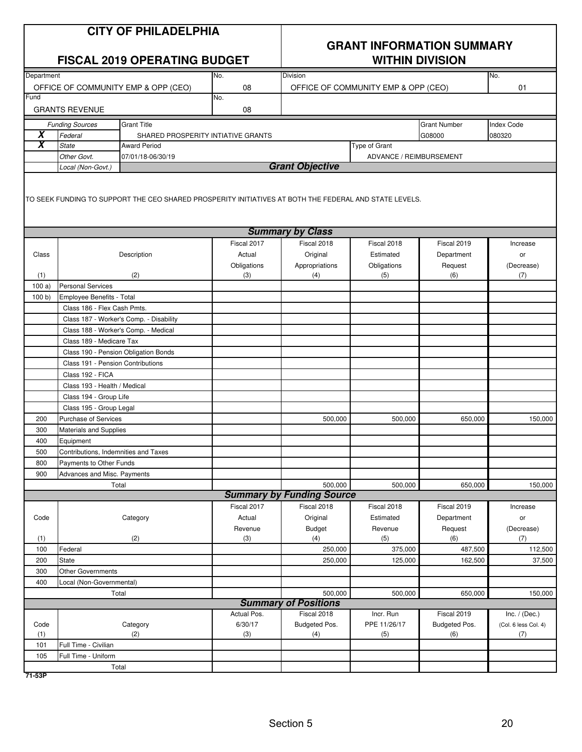# CITY OF PHILADELPHIA

## FISCAL 2019 OPERATING BUDGET

## GRANT INFORMATION SUMMARY WITHIN DIVISION

| Department | No. | Division | No. |
|---|---|---|---|
| OFFICE OF COMMUNITY EMP & OPP (CEO) | 08 | OFFICE OF COMMUNITY EMP & OPP (CEO) | 01 |

| Fund | No. |
|---|---|
| GRANTS REVENUE | 08 |

| | Funding Sources | Grant Title | Grant Number | Index Code |
|---|---|---|---|---|
| X | Federal | SHARED PROSPERITY INTIATIVE GRANTS | G08000 | 080320 |
| X | State | Award Period | Type of Grant | |
| | Other Govt. | 07/01/18-06/30/19 | ADVANCE / REIMBURSEMENT | |
| | Local (Non-Govt.) | | | |

### Grant Objective

TO SEEK FUNDING TO SUPPORT THE CEO SHARED PROSPERITY INITIATIVES AT BOTH THE FEDERAL AND STATE LEVELS.

### Summary by Class

| Class (1) | Description (2) | Fiscal 2017 Actual Obligations (3) | Fiscal 2018 Original Appropriations (4) | Fiscal 2018 Estimated Obligations (5) | Fiscal 2019 Department Request (6) | Increase or (Decrease) (7) |
|---|---|---|---|---|---|---|
| 100 a) | Personal Services | | | | | |
| 100 b) | Employee Benefits - Total | | | | | |
| | Class 186 - Flex Cash Pmts. | | | | | |
| | Class 187 - Worker's Comp. - Disability | | | | | |
| | Class 188 - Worker's Comp. - Medical | | | | | |
| | Class 189 - Medicare Tax | | | | | |
| | Class 190 - Pension Obligation Bonds | | | | | |
| | Class 191 - Pension Contributions | | | | | |
| | Class 192 - FICA | | | | | |
| | Class 193 - Health / Medical | | | | | |
| | Class 194 - Group Life | | | | | |
| | Class 195 - Group Legal | | | | | |
| 200 | Purchase of Services | | 500,000 | 500,000 | 650,000 | 150,000 |
| 300 | Materials and Supplies | | | | | |
| 400 | Equipment | | | | | |
| 500 | Contributions, Indemnities and Taxes | | | | | |
| 800 | Payments to Other Funds | | | | | |
| 900 | Advances and Misc. Payments | | | | | |
| | Total | | 500,000 | 500,000 | 650,000 | 150,000 |

### Summary by Funding Source

| Code (1) | Category (2) | Fiscal 2017 Actual Revenue (3) | Fiscal 2018 Original Budget (4) | Fiscal 2018 Estimated Revenue (5) | Fiscal 2019 Department Request (6) | Increase or (Decrease) (7) |
|---|---|---|---|---|---|---|
| 100 | Federal | | 250,000 | 375,000 | 487,500 | 112,500 |
| 200 | State | | 250,000 | 125,000 | 162,500 | 37,500 |
| 300 | Other Governments | | | | | |
| 400 | Local (Non-Governmental) | | | | | |
| | Total | | 500,000 | 500,000 | 650,000 | 150,000 |

### Summary of Positions

| Code (1) | Category (2) | Actual Pos. 6/30/17 (3) | Fiscal 2018 Budgeted Pos. (4) | Incr. Run PPE 11/26/17 (5) | Fiscal 2019 Budgeted Pos. (6) | Inc. / (Dec.) (Col. 6 less Col. 4) (7) |
|---|---|---|---|---|---|---|
| 101 | Full Time - Civilian | | | | | |
| 105 | Full Time - Uniform | | | | | |
| | Total | | | | | |

71-53P

Section 5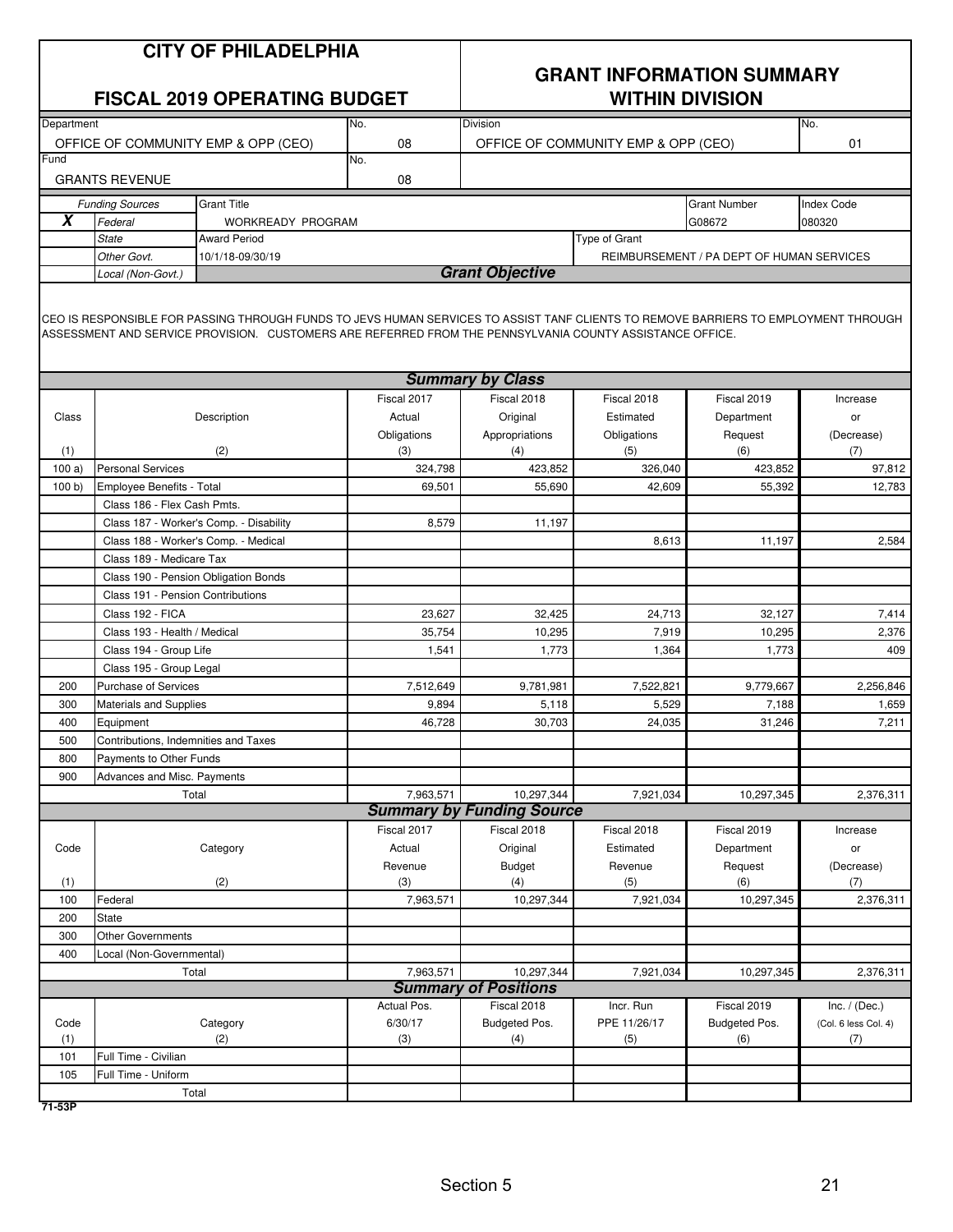# CITY OF PHILADELPHIA

## FISCAL 2019 OPERATING BUDGET

## GRANT INFORMATION SUMMARY WITHIN DIVISION

| Department | No. | Division | No. |
|---|---|---|---|
| OFFICE OF COMMUNITY EMP & OPP (CEO) | 08 | OFFICE OF COMMUNITY EMP & OPP (CEO) | 01 |
| **Fund** | **No.** | | |
| GRANTS REVENUE | 08 | | |

| | Funding Sources | Grant Title | Grant Number | Index Code |
|---|---|---|---|---|
| X | Federal | WORKREADY PROGRAM | G08672 | 080320 |
| | State | Award Period | Type of Grant | |
| | Other Govt. | 10/1/18-09/30/19 | REIMBURSEMENT / PA DEPT OF HUMAN SERVICES | |
| | Local (Non-Govt.) | | | |

### Grant Objective

CEO IS RESPONSIBLE FOR PASSING THROUGH FUNDS TO JEVS HUMAN SERVICES TO ASSIST TANF CLIENTS TO REMOVE BARRIERS TO EMPLOYMENT THROUGH ASSESSMENT AND SERVICE PROVISION. CUSTOMERS ARE REFERRED FROM THE PENNSYLVANIA COUNTY ASSISTANCE OFFICE.

### Summary by Class

| Class (1) | Description (2) | Fiscal 2017 Actual Obligations (3) | Fiscal 2018 Original Appropriations (4) | Fiscal 2018 Estimated Obligations (5) | Fiscal 2019 Department Request (6) | Increase or (Decrease) (7) |
|---|---|---|---|---|---|---|
| 100 a) | Personal Services | 324,798 | 423,852 | 326,040 | 423,852 | 97,812 |
| 100 b) | Employee Benefits - Total | 69,501 | 55,690 | 42,609 | 55,392 | 12,783 |
| | Class 186 - Flex Cash Pmts. | | | | | |
| | Class 187 - Worker's Comp. - Disability | 8,579 | 11,197 | | | |
| | Class 188 - Worker's Comp. - Medical | | | 8,613 | 11,197 | 2,584 |
| | Class 189 - Medicare Tax | | | | | |
| | Class 190 - Pension Obligation Bonds | | | | | |
| | Class 191 - Pension Contributions | | | | | |
| | Class 192 - FICA | 23,627 | 32,425 | 24,713 | 32,127 | 7,414 |
| | Class 193 - Health / Medical | 35,754 | 10,295 | 7,919 | 10,295 | 2,376 |
| | Class 194 - Group Life | 1,541 | 1,773 | 1,364 | 1,773 | 409 |
| | Class 195 - Group Legal | | | | | |
| 200 | Purchase of Services | 7,512,649 | 9,781,981 | 7,522,821 | 9,779,667 | 2,256,846 |
| 300 | Materials and Supplies | 9,894 | 5,118 | 5,529 | 7,188 | 1,659 |
| 400 | Equipment | 46,728 | 30,703 | 24,035 | 31,246 | 7,211 |
| 500 | Contributions, Indemnities and Taxes | | | | | |
| 800 | Payments to Other Funds | | | | | |
| 900 | Advances and Misc. Payments | | | | | |
| | Total | 7,963,571 | 10,297,344 | 7,921,034 | 10,297,345 | 2,376,311 |

### Summary by Funding Source

| Code (1) | Category (2) | Fiscal 2017 Actual Revenue (3) | Fiscal 2018 Original Budget (4) | Fiscal 2018 Estimated Revenue (5) | Fiscal 2019 Department Request (6) | Increase or (Decrease) (7) |
|---|---|---|---|---|---|---|
| 100 | Federal | 7,963,571 | 10,297,344 | 7,921,034 | 10,297,345 | 2,376,311 |
| 200 | State | | | | | |
| 300 | Other Governments | | | | | |
| 400 | Local (Non-Governmental) | | | | | |
| | Total | 7,963,571 | 10,297,344 | 7,921,034 | 10,297,345 | 2,376,311 |

### Summary of Positions

| Code (1) | Category (2) | Actual Pos. 6/30/17 (3) | Fiscal 2018 Budgeted Pos. (4) | Incr. Run PPE 11/26/17 (5) | Fiscal 2019 Budgeted Pos. (6) | Inc. / (Dec.) (Col. 6 less Col. 4) (7) |
|---|---|---|---|---|---|---|
| 101 | Full Time - Civilian | | | | | |
| 105 | Full Time - Uniform | | | | | |
| | Total | | | | | |

71-53P

Section 5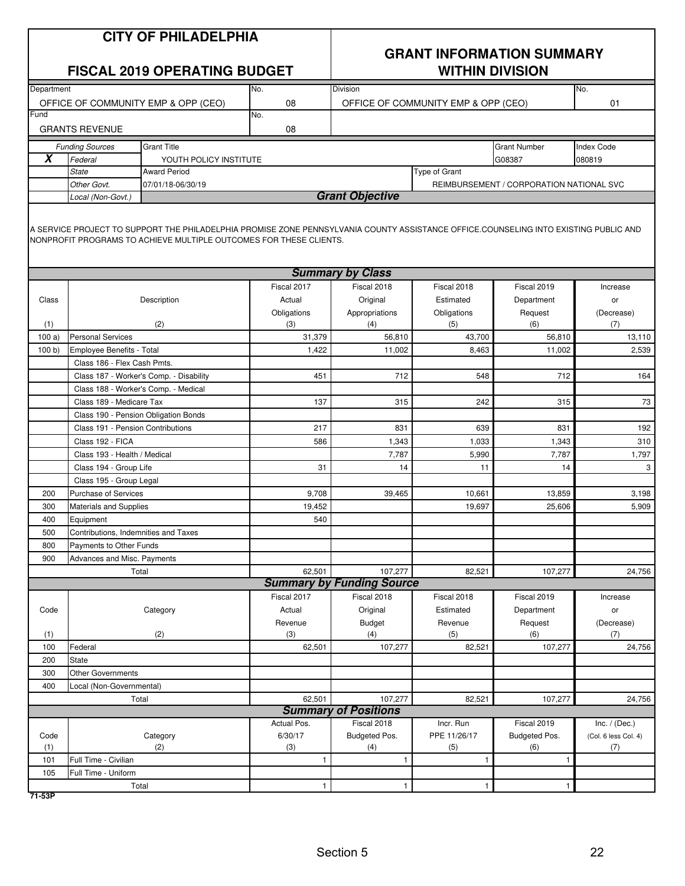# CITY OF PHILADELPHIA

## FISCAL 2019 OPERATING BUDGET

## GRANT INFORMATION SUMMARY WITHIN DIVISION

| Department | No. | Division | No. |
|---|---|---|---|
| OFFICE OF COMMUNITY EMP & OPP (CEO) | 08 | OFFICE OF COMMUNITY EMP & OPP (CEO) | 01 |
| Fund | No. | | |
| GRANTS REVENUE | 08 | | |

| | Funding Sources | Grant Title | | Grant Number | Index Code |
|---|---|---|---|---|---|
| X | Federal | YOUTH POLICY INSTITUTE | | G08387 | 080819 |
| | State | Award Period | Type of Grant | | |
| | Other Govt. | 07/01/18-06/30/19 | REIMBURSEMENT / CORPORATION NATIONAL SVC | | |
| | Local (Non-Govt.) | | | | |

### Grant Objective

A SERVICE PROJECT TO SUPPORT THE PHILADELPHIA PROMISE ZONE PENNSYLVANIA COUNTY ASSISTANCE OFFICE.COUNSELING INTO EXISTING PUBLIC AND NONPROFIT PROGRAMS TO ACHIEVE MULTIPLE OUTCOMES FOR THESE CLIENTS.

### Summary by Class

| Class (1) | Description (2) | Fiscal 2017 Actual Obligations (3) | Fiscal 2018 Original Appropriations (4) | Fiscal 2018 Estimated Obligations (5) | Fiscal 2019 Department Request (6) | Increase or (Decrease) (7) |
|---|---|---|---|---|---|---|
| 100 a) | Personal Services | 31,379 | 56,810 | 43,700 | 56,810 | 13,110 |
| 100 b) | Employee Benefits - Total | 1,422 | 11,002 | 8,463 | 11,002 | 2,539 |
| | Class 186 - Flex Cash Pmts. | | | | | |
| | Class 187 - Worker's Comp. - Disability | 451 | 712 | 548 | 712 | 164 |
| | Class 188 - Worker's Comp. - Medical | | | | | |
| | Class 189 - Medicare Tax | 137 | 315 | 242 | 315 | 73 |
| | Class 190 - Pension Obligation Bonds | | | | | |
| | Class 191 - Pension Contributions | 217 | 831 | 639 | 831 | 192 |
| | Class 192 - FICA | 586 | 1,343 | 1,033 | 1,343 | 310 |
| | Class 193 - Health / Medical | | 7,787 | 5,990 | 7,787 | 1,797 |
| | Class 194 - Group Life | 31 | 14 | 11 | 14 | 3 |
| | Class 195 - Group Legal | | | | | |
| 200 | Purchase of Services | 9,708 | 39,465 | 10,661 | 13,859 | 3,198 |
| 300 | Materials and Supplies | 19,452 | | 19,697 | 25,606 | 5,909 |
| 400 | Equipment | 540 | | | | |
| 500 | Contributions, Indemnities and Taxes | | | | | |
| 800 | Payments to Other Funds | | | | | |
| 900 | Advances and Misc. Payments | | | | | |
| | Total | 62,501 | 107,277 | 82,521 | 107,277 | 24,756 |

### Summary by Funding Source

| Code (1) | Category (2) | Fiscal 2017 Actual Revenue (3) | Fiscal 2018 Original Budget (4) | Fiscal 2018 Estimated Revenue (5) | Fiscal 2019 Department Request (6) | Increase or (Decrease) (7) |
|---|---|---|---|---|---|---|
| 100 | Federal | 62,501 | 107,277 | 82,521 | 107,277 | 24,756 |
| 200 | State | | | | | |
| 300 | Other Governments | | | | | |
| 400 | Local (Non-Governmental) | | | | | |
| | Total | 62,501 | 107,277 | 82,521 | 107,277 | 24,756 |

### Summary of Positions

| Code (1) | Category (2) | Actual Pos. 6/30/17 (3) | Fiscal 2018 Budgeted Pos. (4) | Incr. Run PPE 11/26/17 (5) | Fiscal 2019 Budgeted Pos. (6) | Inc. / (Dec.) (Col. 6 less Col. 4) (7) |
|---|---|---|---|---|---|---|
| 101 | Full Time - Civilian | 1 | 1 | 1 | 1 | |
| 105 | Full Time - Uniform | | | | | |
| | Total | 1 | 1 | 1 | 1 | |

71-53P